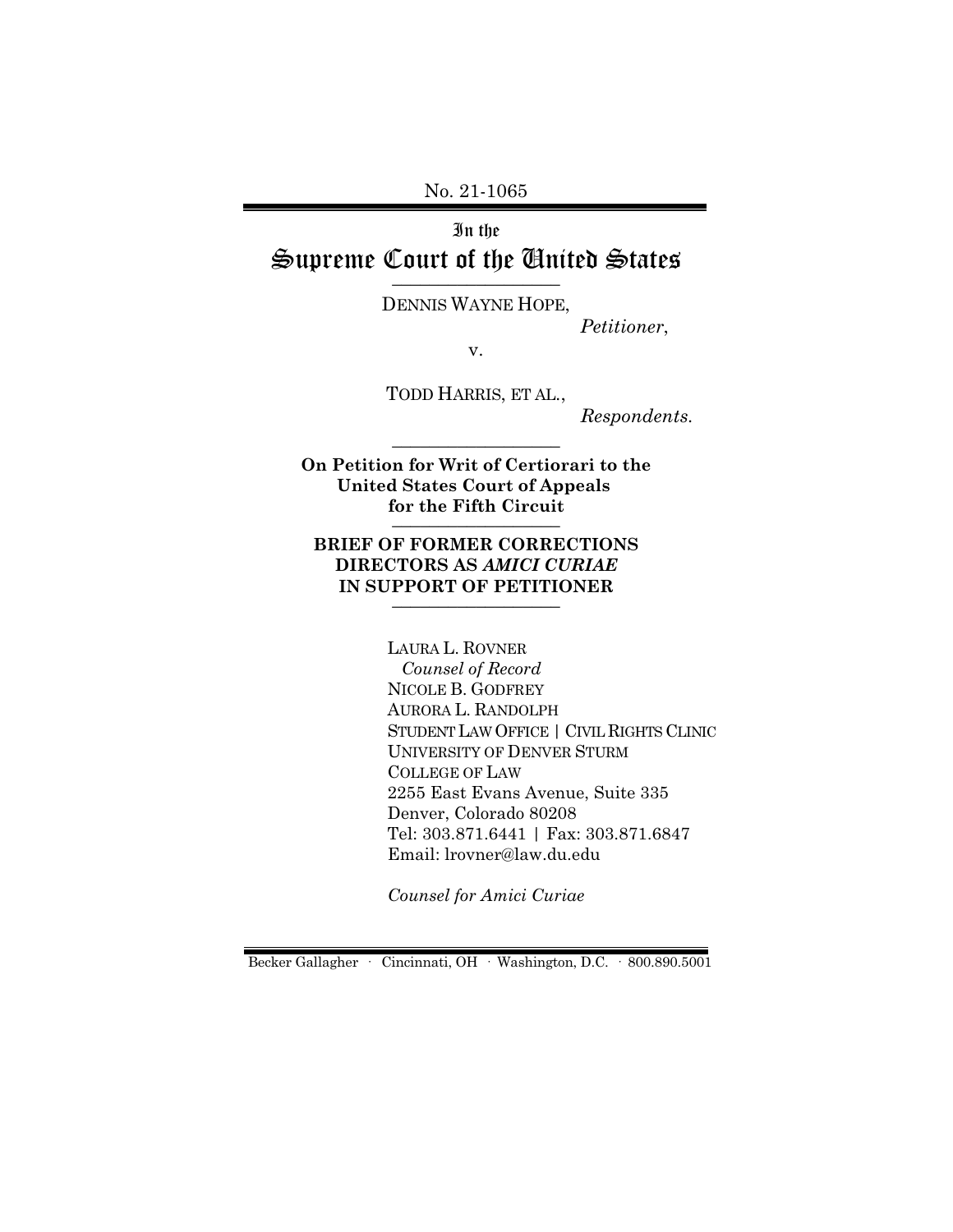No. 21-1065

# In the Supreme Court of the United States

DENNIS WAYNE HOPE,

*Petitioner*,

v.

TODD HARRIS, ET AL.,

*Respondents.*

**On Petition for Writ of Certiorari to the United States Court of Appeals for the Fifth Circuit**

**BRIEF OF FORMER CORRECTIONS DIRECTORS AS *AMICI CURIAE* IN SUPPORT OF PETITIONER**

LAURA L. ROVNER
*Counsel of Record*
NICOLE B. GODFREY
AURORA L. RANDOLPH
STUDENT LAW OFFICE | CIVIL RIGHTS CLINIC
UNIVERSITY OF DENVER STURM
COLLEGE OF LAW
2255 East Evans Avenue, Suite 335
Denver, Colorado 80208
Tel: 303.871.6441 | Fax: 303.871.6847
Email: lrovner@law.du.edu

*Counsel for Amici Curiae*

Becker Gallagher · Cincinnati, OH · Washington, D.C. · 800.890.5001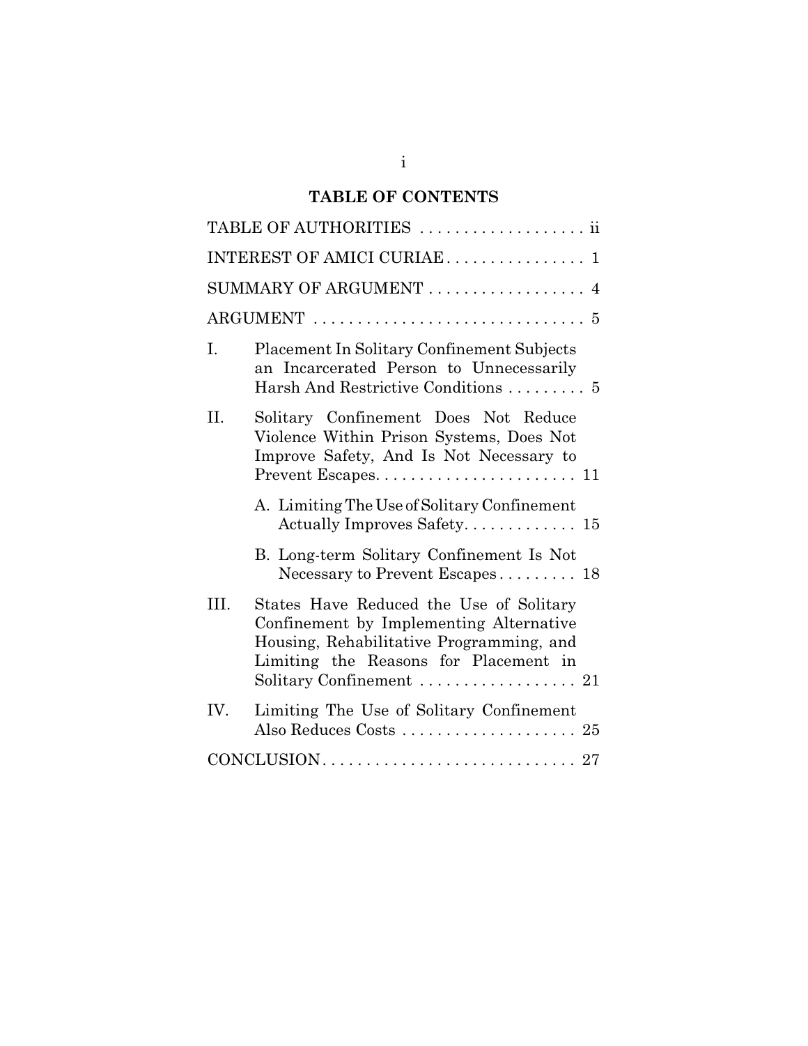# TABLE OF CONTENTS

TABLE OF AUTHORITIES . . . . . . . . . . . . . . . . . . . ii

INTEREST OF AMICI CURIAE . . . . . . . . . . . . . . . . 1

SUMMARY OF ARGUMENT . . . . . . . . . . . . . . . . . . 4

ARGUMENT . . . . . . . . . . . . . . . . . . . . . . . . . . . . . . . 5

I. Placement In Solitary Confinement Subjects an Incarcerated Person to Unnecessarily Harsh And Restrictive Conditions . . . . . . . . . 5

II. Solitary Confinement Does Not Reduce Violence Within Prison Systems, Does Not Improve Safety, And Is Not Necessary to Prevent Escapes. . . . . . . . . . . . . . . . . . . . . . . 11

   A. Limiting The Use of Solitary Confinement Actually Improves Safety. . . . . . . . . . . . . 15

   B. Long-term Solitary Confinement Is Not Necessary to Prevent Escapes . . . . . . . . . 18

III. States Have Reduced the Use of Solitary Confinement by Implementing Alternative Housing, Rehabilitative Programming, and Limiting the Reasons for Placement in Solitary Confinement . . . . . . . . . . . . . . . . . . 21

IV. Limiting The Use of Solitary Confinement Also Reduces Costs . . . . . . . . . . . . . . . . . . . . 25

CONCLUSION. . . . . . . . . . . . . . . . . . . . . . . . . . . . . 27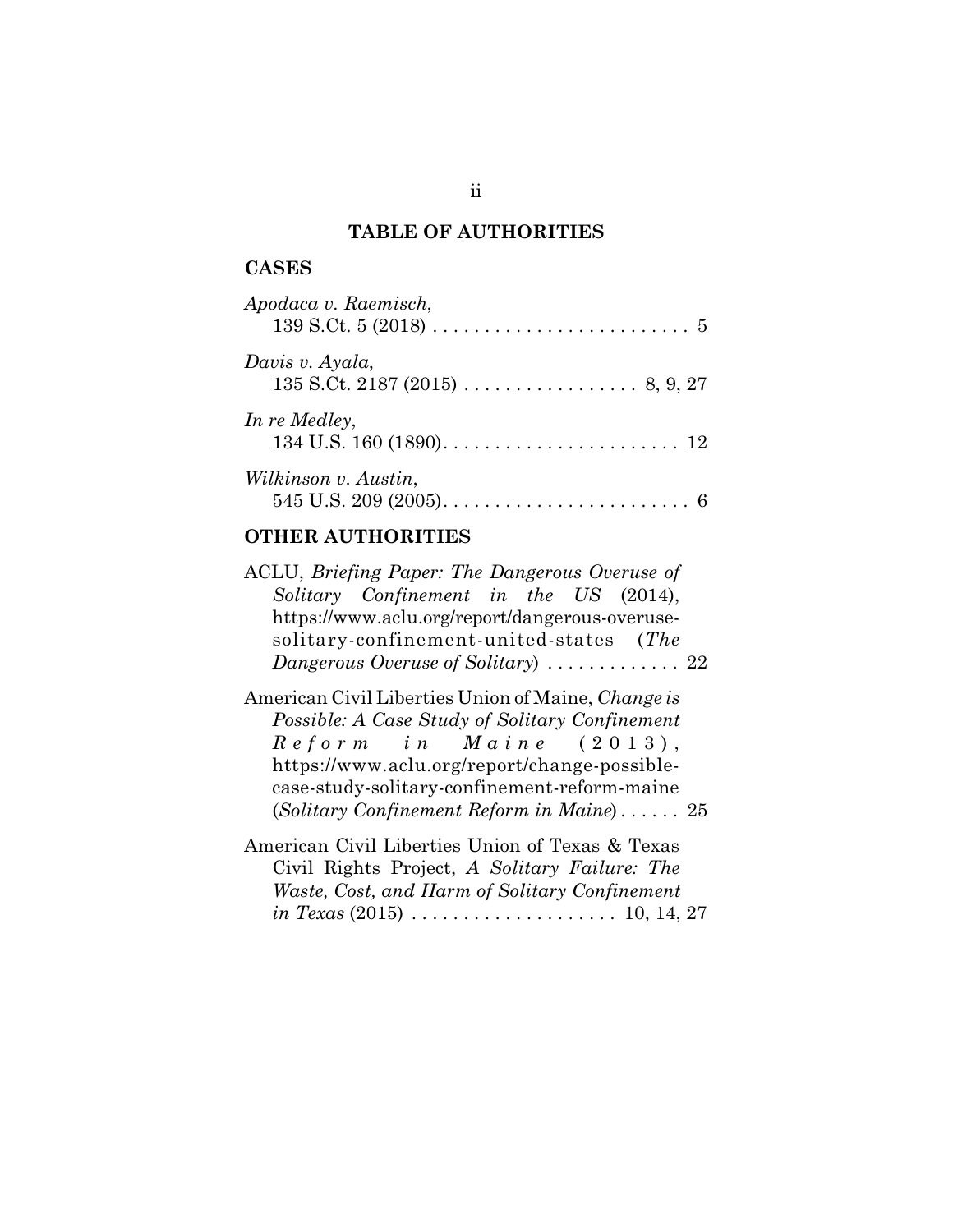## TABLE OF AUTHORITIES

### CASES

*Apodaca v. Raemisch*,
139 S.Ct. 5 (2018) . . . . . . . . . . . . . . . . . . . . . . . . . 5

*Davis v. Ayala*,
135 S.Ct. 2187 (2015) . . . . . . . . . . . . . . . . . 8, 9, 27

*In re Medley*,
134 U.S. 160 (1890). . . . . . . . . . . . . . . . . . . . . . . . 12

*Wilkinson v. Austin*,
545 U.S. 209 (2005). . . . . . . . . . . . . . . . . . . . . . . . . 6

### OTHER AUTHORITIES

ACLU, *Briefing Paper: The Dangerous Overuse of Solitary Confinement in the US* (2014), https://www.aclu.org/report/dangerous-overuse-solitary-confinement-united-states (*The Dangerous Overuse of Solitary*) . . . . . . . . . . . . . 22

American Civil Liberties Union of Maine, *Change is Possible: A Case Study of Solitary Confinement Reform in Maine* (2013), https://www.aclu.org/report/change-possible-case-study-solitary-confinement-reform-maine (*Solitary Confinement Reform in Maine*) . . . . . . 25

American Civil Liberties Union of Texas & Texas Civil Rights Project, *A Solitary Failure: The Waste, Cost, and Harm of Solitary Confinement in Texas* (2015) . . . . . . . . . . . . . . . . . . . . 10, 14, 27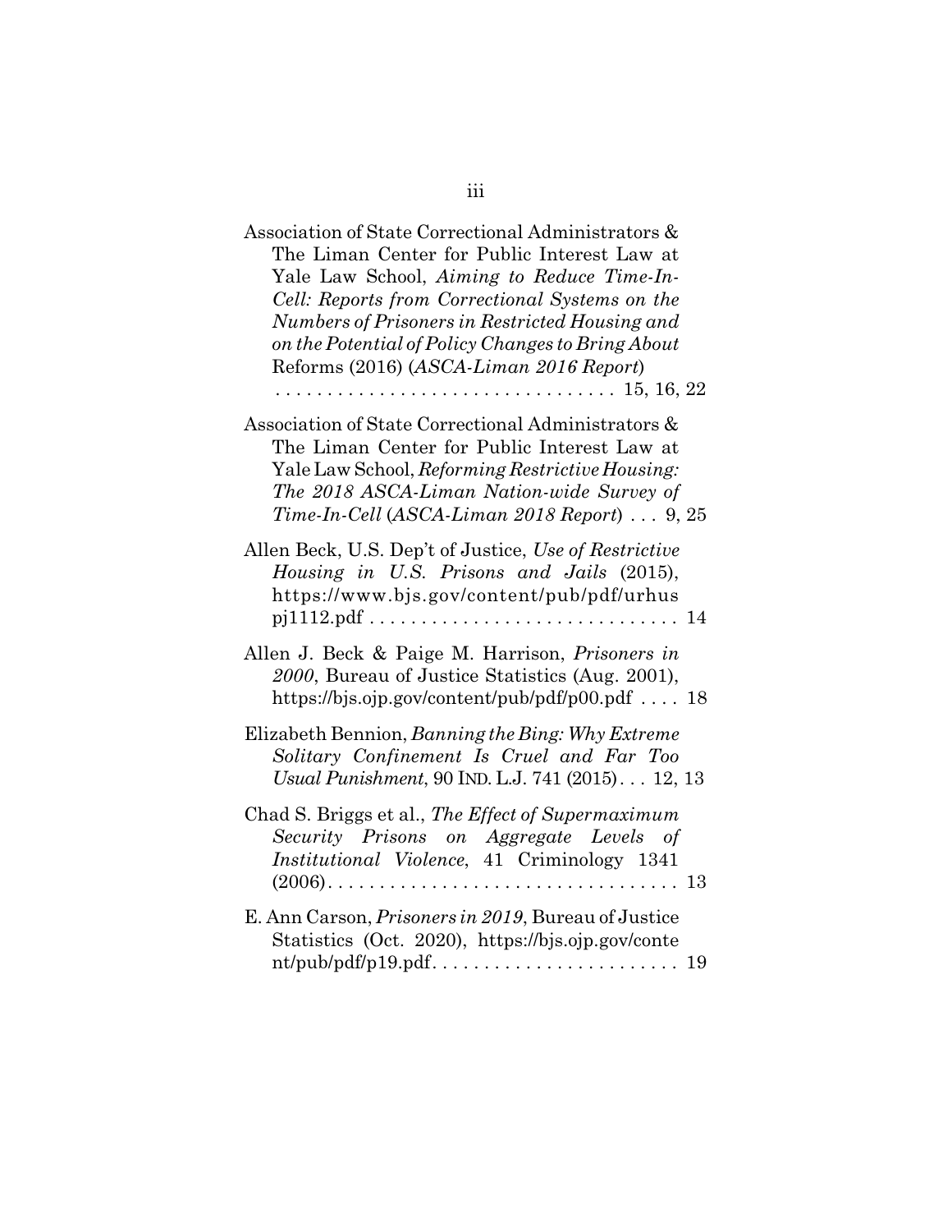Association of State Correctional Administrators & The Liman Center for Public Interest Law at Yale Law School, *Aiming to Reduce Time-In-Cell: Reports from Correctional Systems on the Numbers of Prisoners in Restricted Housing and on the Potential of Policy Changes to Bring About* Reforms (2016) (*ASCA-Liman 2016 Report*) . . . . . . . . . . . . . . . . . . . . . . . . . . . . . . . . . 15, 16, 22

Association of State Correctional Administrators & The Liman Center for Public Interest Law at Yale Law School, *Reforming Restrictive Housing: The 2018 ASCA-Liman Nation-wide Survey of Time-In-Cell* (*ASCA-Liman 2018 Report*) . . . 9, 25

Allen Beck, U.S. Dep't of Justice, *Use of Restrictive Housing in U.S. Prisons and Jails* (2015), https://www.bjs.gov/content/pub/pdf/urhuspj1112.pdf . . . . . . . . . . . . . . . . . . . . . . . . . . . . . . 14

Allen J. Beck & Paige M. Harrison, *Prisoners in 2000*, Bureau of Justice Statistics (Aug. 2001), https://bjs.ojp.gov/content/pub/pdf/p00.pdf . . . . 18

Elizabeth Bennion, *Banning the Bing: Why Extreme Solitary Confinement Is Cruel and Far Too Usual Punishment*, 90 IND. L.J. 741 (2015) . . . 12, 13

Chad S. Briggs et al., *The Effect of Supermaximum Security Prisons on Aggregate Levels of Institutional Violence*, 41 Criminology 1341 (2006) . . . . . . . . . . . . . . . . . . . . . . . . . . . . . . . . . . 13

E. Ann Carson, *Prisoners in 2019*, Bureau of Justice Statistics (Oct. 2020), https://bjs.ojp.gov/content/pub/pdf/p19.pdf . . . . . . . . . . . . . . . . . . . . . . . . 19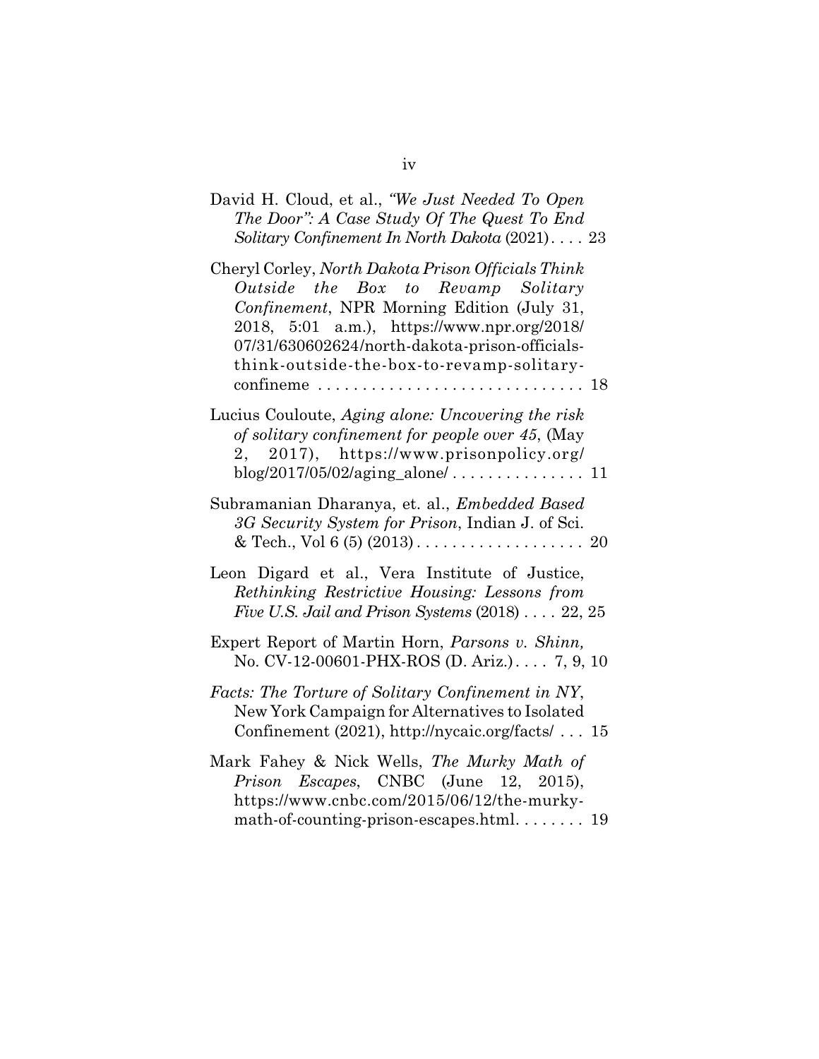David H. Cloud, et al., *"We Just Needed To Open The Door": A Case Study Of The Quest To End Solitary Confinement In North Dakota* (2021) . . . . 23

Cheryl Corley, *North Dakota Prison Officials Think Outside the Box to Revamp Solitary Confinement*, NPR Morning Edition (July 31, 2018, 5:01 a.m.), https://www.npr.org/2018/07/31/630602624/north-dakota-prison-officials-think-outside-the-box-to-revamp-solitary-confineme . . . . . . . . . . . . . . . . . . . . . . . . . . . . . 18

Lucius Couloute, *Aging alone: Uncovering the risk of solitary confinement for people over 45*, (May 2, 2017), https://www.prisonpolicy.org/blog/2017/05/02/aging_alone/ . . . . . . . . . . . . . . . 11

Subramanian Dharanya, et. al., *Embedded Based 3G Security System for Prison*, Indian J. of Sci. & Tech., Vol 6 (5) (2013) . . . . . . . . . . . . . . . . . . . 20

Leon Digard et al., Vera Institute of Justice, *Rethinking Restrictive Housing: Lessons from Five U.S. Jail and Prison Systems* (2018) . . . . 22, 25

Expert Report of Martin Horn, *Parsons v. Shinn,* No. CV-12-00601-PHX-ROS (D. Ariz.) . . . . 7, 9, 10

*Facts: The Torture of Solitary Confinement in NY*, New York Campaign for Alternatives to Isolated Confinement (2021), http://nycaic.org/facts/ . . . 15

Mark Fahey & Nick Wells, *The Murky Math of Prison Escapes*, CNBC (June 12, 2015), https://www.cnbc.com/2015/06/12/the-murky-math-of-counting-prison-escapes.html. . . . . . . . 19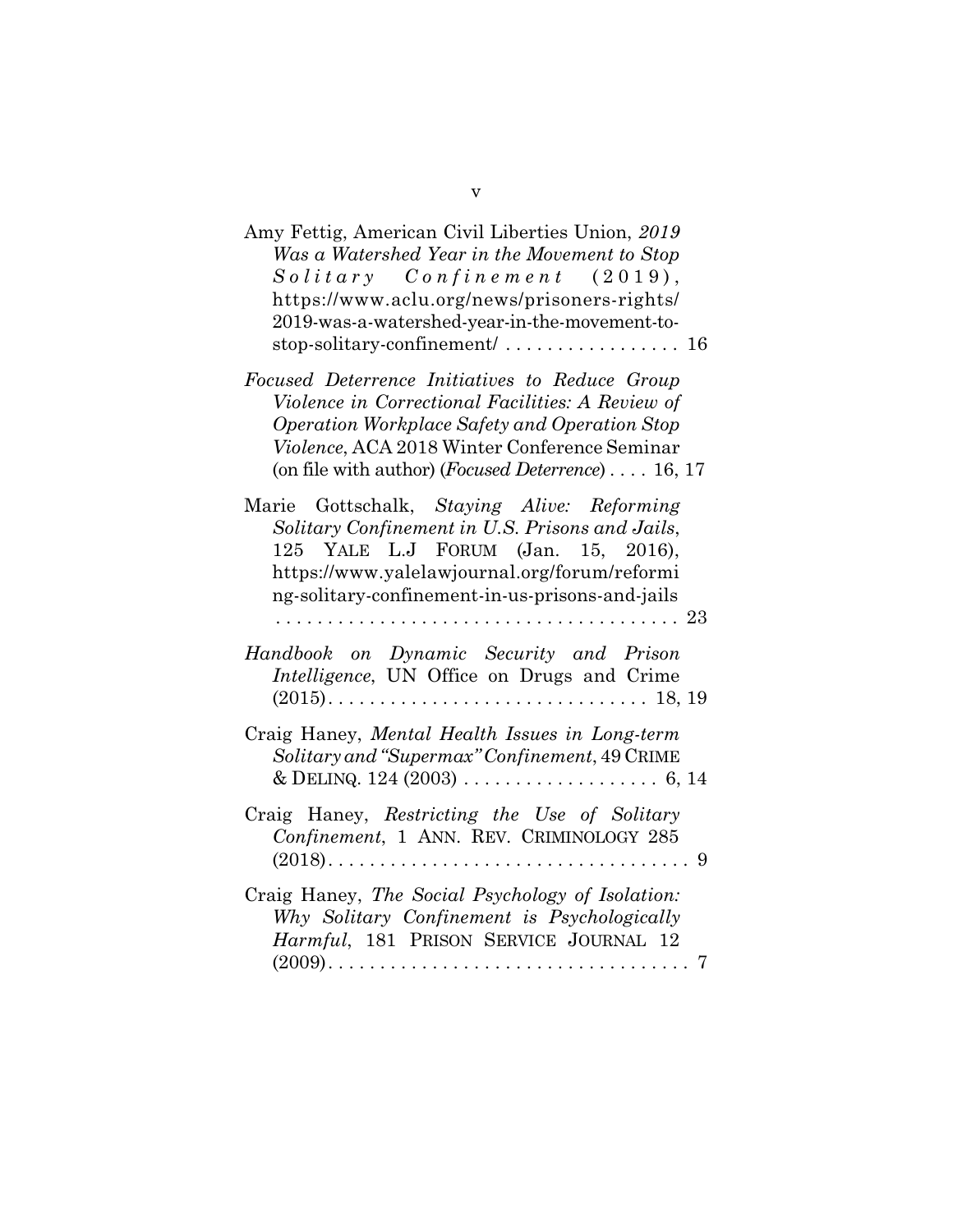Amy Fettig, American Civil Liberties Union, *2019 Was a Watershed Year in the Movement to Stop Solitary Confinement* (2019), https://www.aclu.org/news/prisoners-rights/2019-was-a-watershed-year-in-the-movement-to-stop-solitary-confinement/ . . . . . . . . . . . . . . . . . 16

*Focused Deterrence Initiatives to Reduce Group Violence in Correctional Facilities: A Review of Operation Workplace Safety and Operation Stop Violence*, ACA 2018 Winter Conference Seminar (on file with author) (*Focused Deterrence*) . . . . 16, 17

Marie Gottschalk, *Staying Alive: Reforming Solitary Confinement in U.S. Prisons and Jails*, 125 YALE L.J FORUM (Jan. 15, 2016), https://www.yalelawjournal.org/forum/reforming-solitary-confinement-in-us-prisons-and-jails . . . . . . . . . . . . . . . . . . . . . . . . . . . . . . . . . . . . . . 23

*Handbook on Dynamic Security and Prison Intelligence*, UN Office on Drugs and Crime (2015). . . . . . . . . . . . . . . . . . . . . . . . . . . . . . 18, 19

Craig Haney, *Mental Health Issues in Long-term Solitary and "Supermax" Confinement*, 49 CRIME & DELINQ. 124 (2003) . . . . . . . . . . . . . . . . . . . 6, 14

Craig Haney, *Restricting the Use of Solitary Confinement*, 1 ANN. REV. CRIMINOLOGY 285 (2018). . . . . . . . . . . . . . . . . . . . . . . . . . . . . . . . . . . 9

Craig Haney, *The Social Psychology of Isolation: Why Solitary Confinement is Psychologically Harmful*, 181 PRISON SERVICE JOURNAL 12 (2009). . . . . . . . . . . . . . . . . . . . . . . . . . . . . . . . . . 7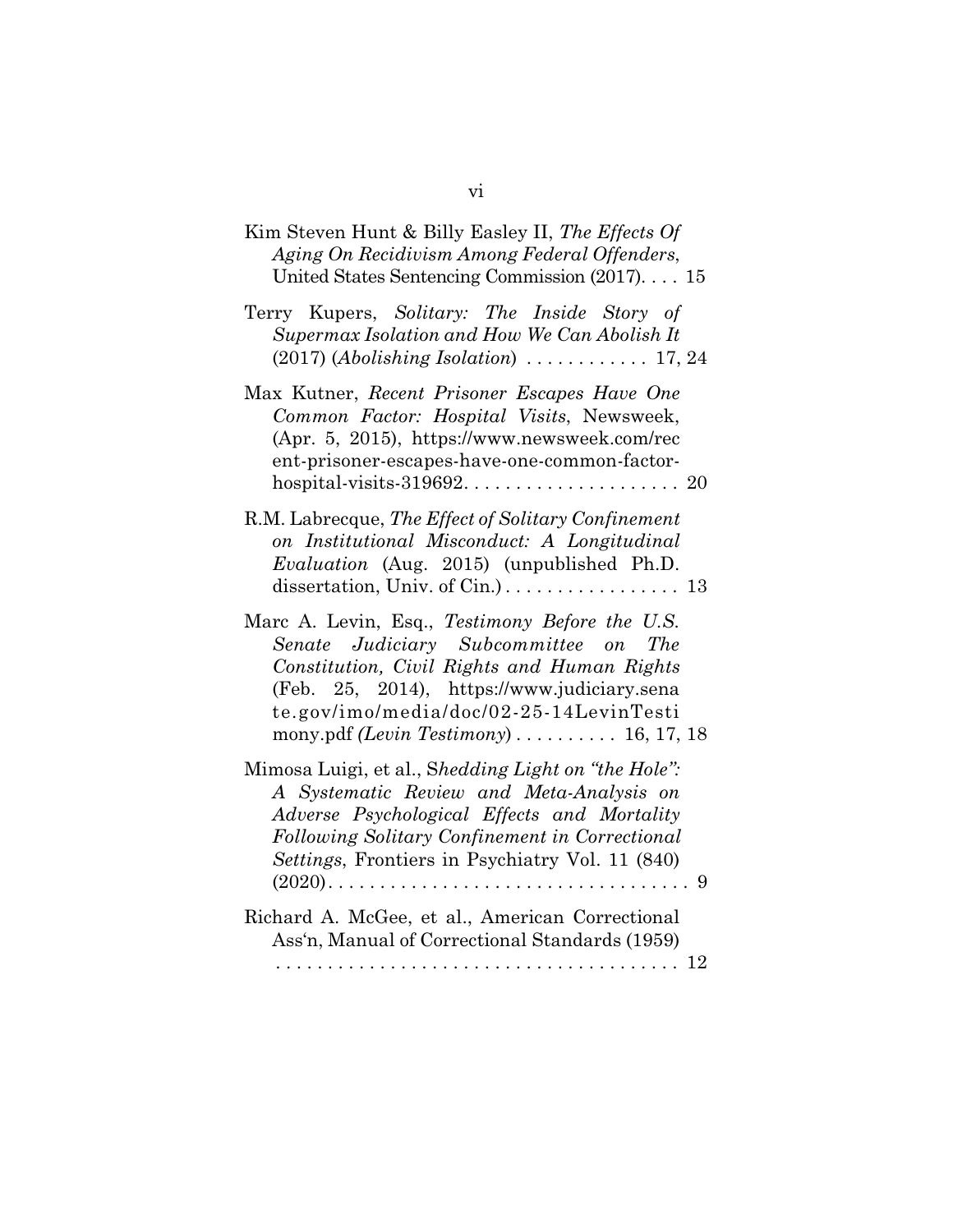Kim Steven Hunt & Billy Easley II, *The Effects Of Aging On Recidivism Among Federal Offenders*, United States Sentencing Commission (2017). . . . 15

Terry Kupers, *Solitary: The Inside Story of Supermax Isolation and How We Can Abolish It* (2017) (*Abolishing Isolation*) . . . . . . . . . . . . 17, 24

Max Kutner, *Recent Prisoner Escapes Have One Common Factor: Hospital Visits*, Newsweek, (Apr. 5, 2015), https://www.newsweek.com/recent-prisoner-escapes-have-one-common-factor-hospital-visits-319692. . . . . . . . . . . . . . . . . . . . . 20

R.M. Labrecque, *The Effect of Solitary Confinement on Institutional Misconduct: A Longitudinal Evaluation* (Aug. 2015) (unpublished Ph.D. dissertation, Univ. of Cin.) . . . . . . . . . . . . . . . . . 13

Marc A. Levin, Esq., *Testimony Before the U.S. Senate Judiciary Subcommittee on The Constitution, Civil Rights and Human Rights* (Feb. 25, 2014), https://www.judiciary.senate.gov/imo/media/doc/02-25-14LevinTestimony.pdf *(Levin Testimony*) . . . . . . . . . . 16, 17, 18

Mimosa Luigi, et al., S*hedding Light on "the Hole": A Systematic Review and Meta-Analysis on Adverse Psychological Effects and Mortality Following Solitary Confinement in Correctional Settings*, Frontiers in Psychiatry Vol. 11 (840) (2020). . . . . . . . . . . . . . . . . . . . . . . . . . . . . . . . . . . 9

Richard A. McGee, et al., American Correctional Ass'n, Manual of Correctional Standards (1959) . . . . . . . . . . . . . . . . . . . . . . . . . . . . . . . . . . . . . . . 12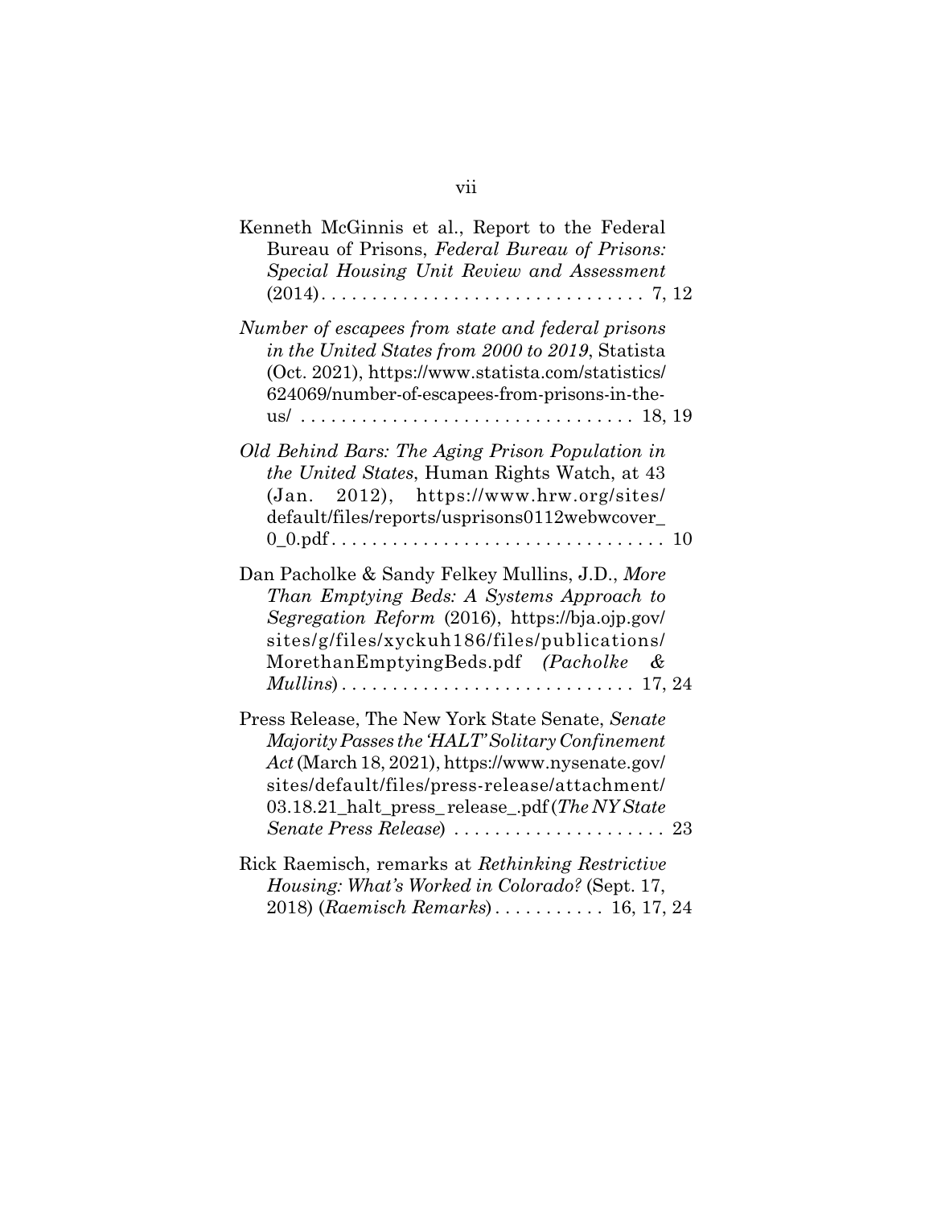Kenneth McGinnis et al., Report to the Federal Bureau of Prisons, *Federal Bureau of Prisons: Special Housing Unit Review and Assessment* (2014). . . . . . . . . . . . . . . . . . . . . . . . . . . . . . . 7, 12

*Number of escapees from state and federal prisons in the United States from 2000 to 2019*, Statista (Oct. 2021), https://www.statista.com/statistics/624069/number-of-escapees-from-prisons-in-the-us/ . . . . . . . . . . . . . . . . . . . . . . . . . . . . . . . . 18, 19

*Old Behind Bars: The Aging Prison Population in the United States*, Human Rights Watch, at 43 (Jan. 2012), https://www.hrw.org/sites/default/files/reports/usprisons0112webwcover_0_0.pdf . . . . . . . . . . . . . . . . . . . . . . . . . . . . . . . . 10

Dan Pacholke & Sandy Felkey Mullins, J.D., *More Than Emptying Beds: A Systems Approach to Segregation Reform* (2016), https://bja.ojp.gov/sites/g/files/xyckuh186/files/publications/MorethanEmptyingBeds.pdf *(Pacholke & Mullins)* . . . . . . . . . . . . . . . . . . . . . . . . . . . . 17, 24

Press Release, The New York State Senate, *Senate Majority Passes the 'HALT' Solitary Confinement Act* (March 18, 2021), https://www.nysenate.gov/sites/default/files/press-release/attachment/03.18.21_halt_press_release_.pdf (*The NY State Senate Press Release*) . . . . . . . . . . . . . . . . . . . . . 23

Rick Raemisch, remarks at *Rethinking Restrictive Housing: What's Worked in Colorado?* (Sept. 17, 2018) (*Raemisch Remarks*) . . . . . . . . . . . 16, 17, 24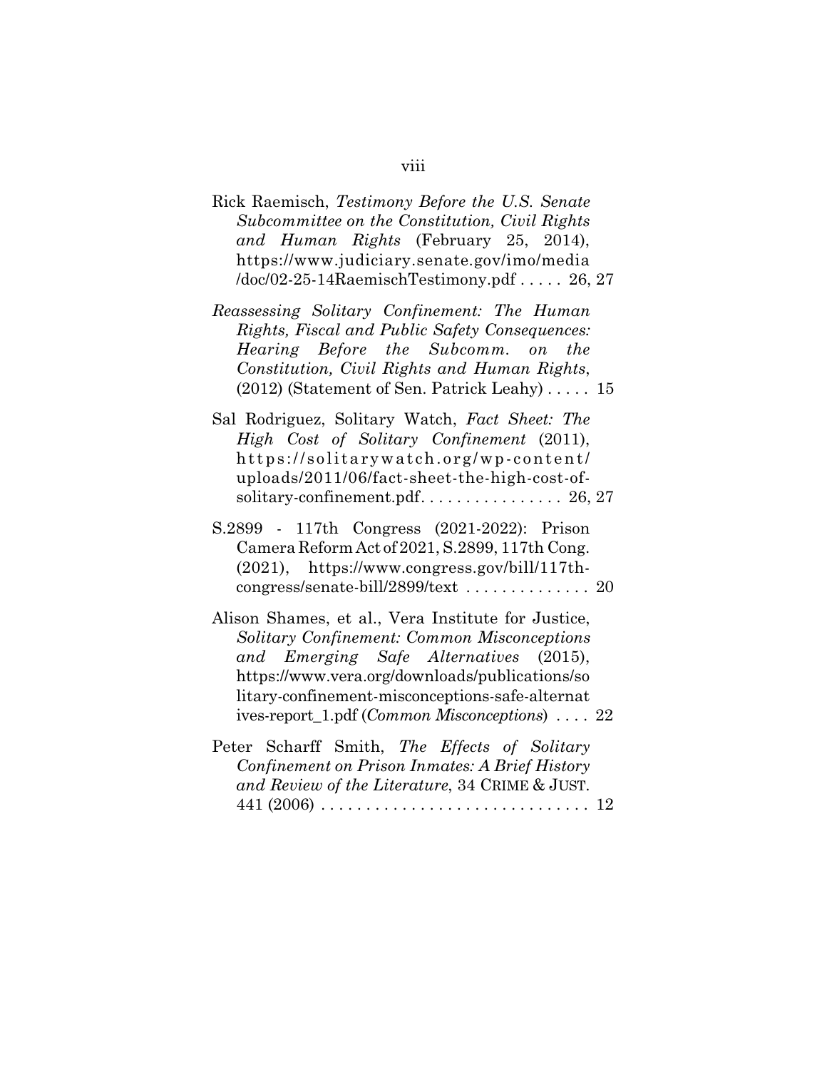Rick Raemisch, *Testimony Before the U.S. Senate Subcommittee on the Constitution, Civil Rights and Human Rights* (February 25, 2014), https://www.judiciary.senate.gov/imo/media/doc/02-25-14RaemischTestimony.pdf . . . . . 26, 27

*Reassessing Solitary Confinement: The Human Rights, Fiscal and Public Safety Consequences: Hearing Before the Subcomm. on the Constitution, Civil Rights and Human Rights*, (2012) (Statement of Sen. Patrick Leahy) . . . . . 15

Sal Rodriguez, Solitary Watch, *Fact Sheet: The High Cost of Solitary Confinement* (2011), https://solitarywatch.org/wp-content/uploads/2011/06/fact-sheet-the-high-cost-of-solitary-confinement.pdf. . . . . . . . . . . . . . . . 26, 27

S.2899 - 117th Congress (2021-2022): Prison Camera Reform Act of 2021, S.2899, 117th Cong. (2021), https://www.congress.gov/bill/117th-congress/senate-bill/2899/text . . . . . . . . . . . . . . 20

Alison Shames, et al., Vera Institute for Justice, *Solitary Confinement: Common Misconceptions and Emerging Safe Alternatives* (2015), https://www.vera.org/downloads/publications/solitary-confinement-misconceptions-safe-alternatives-report_1.pdf (*Common Misconceptions*) . . . . 22

Peter Scharff Smith, *The Effects of Solitary Confinement on Prison Inmates: A Brief History and Review of the Literature*, 34 CRIME & JUST. 441 (2006) . . . . . . . . . . . . . . . . . . . . . . . . . . . . . . 12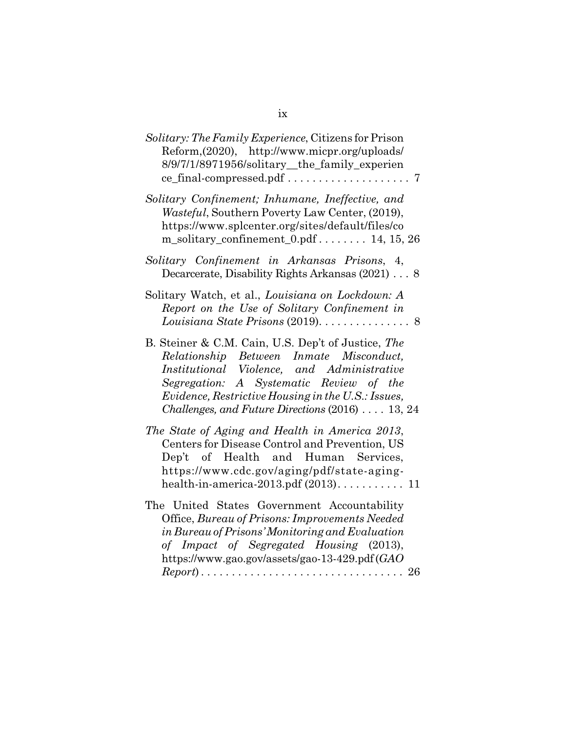*Solitary: The Family Experience*, Citizens for Prison Reform,(2020), http://www.micpr.org/uploads/8/9/7/1/8971956/solitary__the_family_experience_final-compressed.pdf . . . . . . . . . . . . . . . . . . . . 7

*Solitary Confinement; Inhumane, Ineffective, and Wasteful*, Southern Poverty Law Center, (2019), https://www.splcenter.org/sites/default/files/com_solitary_confinement_0.pdf . . . . . . . . 14, 15, 26

*Solitary Confinement in Arkansas Prisons*, 4, Decarcerate, Disability Rights Arkansas (2021) . . . 8

Solitary Watch, et al., *Louisiana on Lockdown: A Report on the Use of Solitary Confinement in Louisiana State Prisons* (2019). . . . . . . . . . . . . . . 8

B. Steiner & C.M. Cain, U.S. Dep't of Justice, *The Relationship Between Inmate Misconduct, Institutional Violence, and Administrative Segregation: A Systematic Review of the Evidence, Restrictive Housing in the U.S.: Issues, Challenges, and Future Directions* (2016) . . . . 13, 24

*The State of Aging and Health in America 2013*, Centers for Disease Control and Prevention, US Dep't of Health and Human Services, https://www.cdc.gov/aging/pdf/state-aging-health-in-america-2013.pdf (2013). . . . . . . . . . . 11

The United States Government Accountability Office, *Bureau of Prisons: Improvements Needed in Bureau of Prisons' Monitoring and Evaluation of Impact of Segregated Housing* (2013), https://www.gao.gov/assets/gao-13-429.pdf (*GAO Report*) . . . . . . . . . . . . . . . . . . . . . . . . . . . . . . . . 26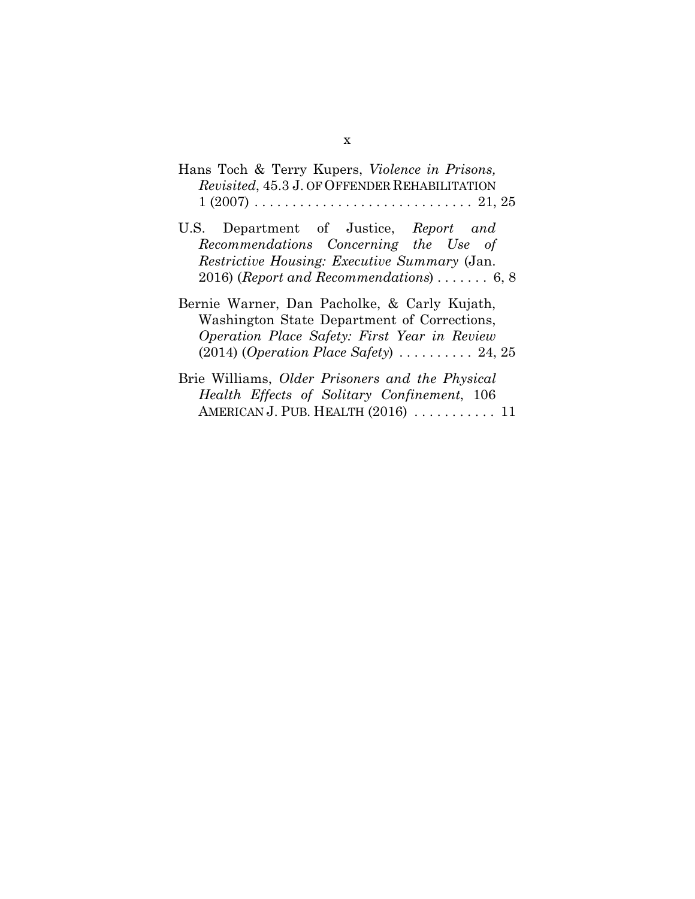Hans Toch & Terry Kupers, *Violence in Prisons, Revisited*, 45.3 J. OF OFFENDER REHABILITATION 1 (2007) . . . . . . . . . . . . . . . . . . . . . . . . . . . . . 21, 25

U.S. Department of Justice, *Report and Recommendations Concerning the Use of Restrictive Housing: Executive Summary* (Jan. 2016) (*Report and Recommendations*) . . . . . . . 6, 8

Bernie Warner, Dan Pacholke, & Carly Kujath, Washington State Department of Corrections, *Operation Place Safety: First Year in Review* (2014) (*Operation Place Safety*) . . . . . . . . . . 24, 25

Brie Williams, *Older Prisoners and the Physical Health Effects of Solitary Confinement*, 106 AMERICAN J. PUB. HEALTH (2016) . . . . . . . . . . . 11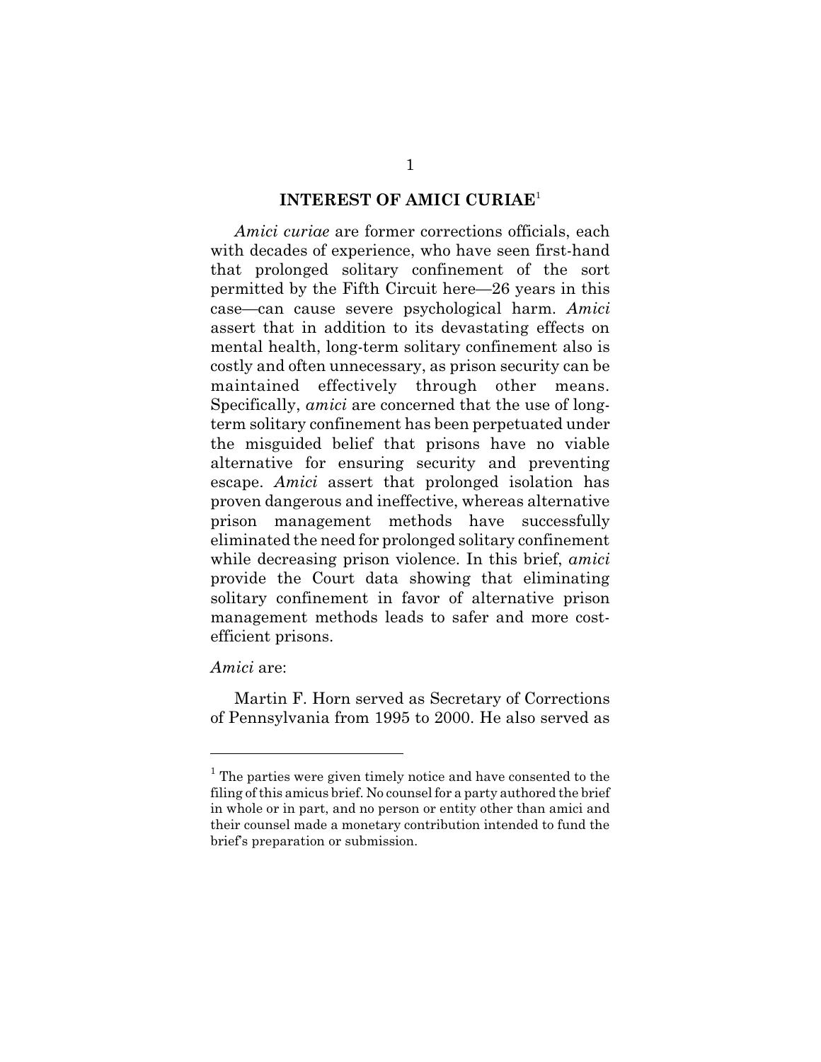## INTEREST OF AMICI CURIAE[1]

*Amici curiae* are former corrections officials, each with decades of experience, who have seen first-hand that prolonged solitary confinement of the sort permitted by the Fifth Circuit here—26 years in this case—can cause severe psychological harm. *Amici* assert that in addition to its devastating effects on mental health, long-term solitary confinement also is costly and often unnecessary, as prison security can be maintained effectively through other means. Specifically, *amici* are concerned that the use of long-term solitary confinement has been perpetuated under the misguided belief that prisons have no viable alternative for ensuring security and preventing escape. *Amici* assert that prolonged isolation has proven dangerous and ineffective, whereas alternative prison management methods have successfully eliminated the need for prolonged solitary confinement while decreasing prison violence. In this brief, *amici* provide the Court data showing that eliminating solitary confinement in favor of alternative prison management methods leads to safer and more cost-efficient prisons.

*Amici* are:

Martin F. Horn served as Secretary of Corrections of Pennsylvania from 1995 to 2000. He also served as

[1] The parties were given timely notice and have consented to the filing of this amicus brief. No counsel for a party authored the brief in whole or in part, and no person or entity other than amici and their counsel made a monetary contribution intended to fund the brief's preparation or submission.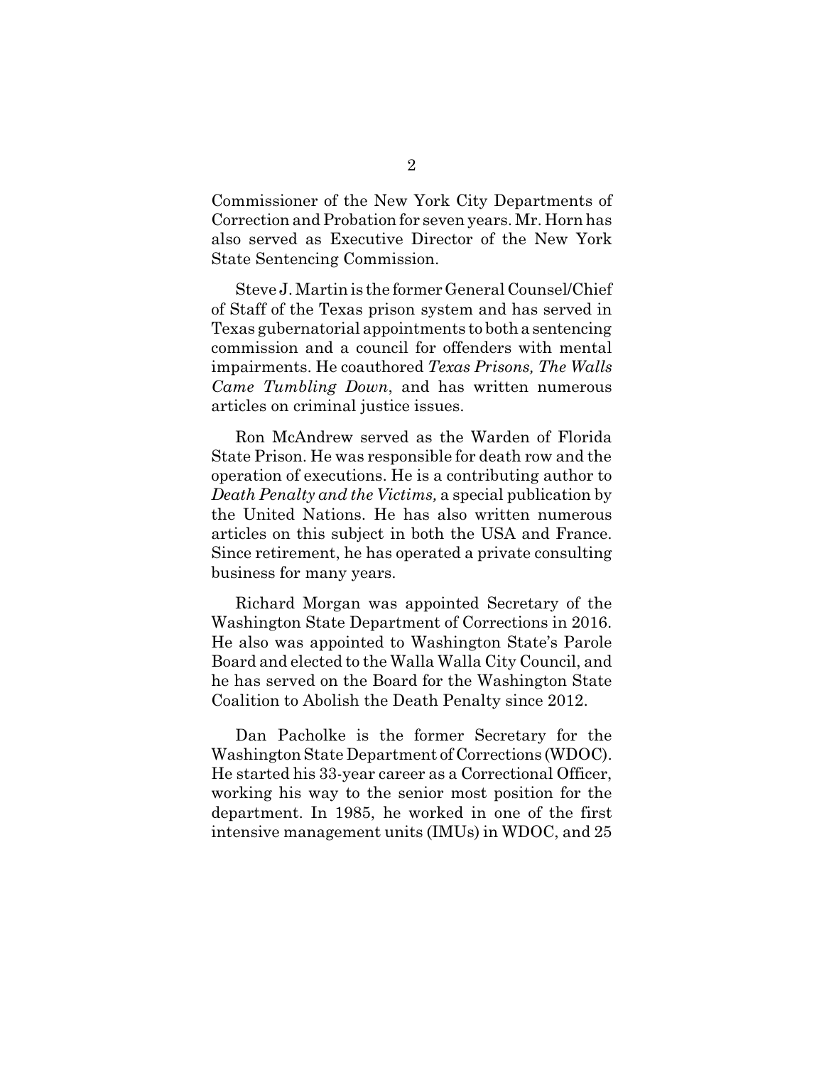Commissioner of the New York City Departments of Correction and Probation for seven years. Mr. Horn has also served as Executive Director of the New York State Sentencing Commission.

Steve J. Martin is the former General Counsel/Chief of Staff of the Texas prison system and has served in Texas gubernatorial appointments to both a sentencing commission and a council for offenders with mental impairments. He coauthored *Texas Prisons, The Walls Came Tumbling Down*, and has written numerous articles on criminal justice issues.

Ron McAndrew served as the Warden of Florida State Prison. He was responsible for death row and the operation of executions. He is a contributing author to *Death Penalty and the Victims,* a special publication by the United Nations. He has also written numerous articles on this subject in both the USA and France. Since retirement, he has operated a private consulting business for many years.

Richard Morgan was appointed Secretary of the Washington State Department of Corrections in 2016. He also was appointed to Washington State's Parole Board and elected to the Walla Walla City Council, and he has served on the Board for the Washington State Coalition to Abolish the Death Penalty since 2012.

Dan Pacholke is the former Secretary for the Washington State Department of Corrections (WDOC). He started his 33-year career as a Correctional Officer, working his way to the senior most position for the department. In 1985, he worked in one of the first intensive management units (IMUs) in WDOC, and 25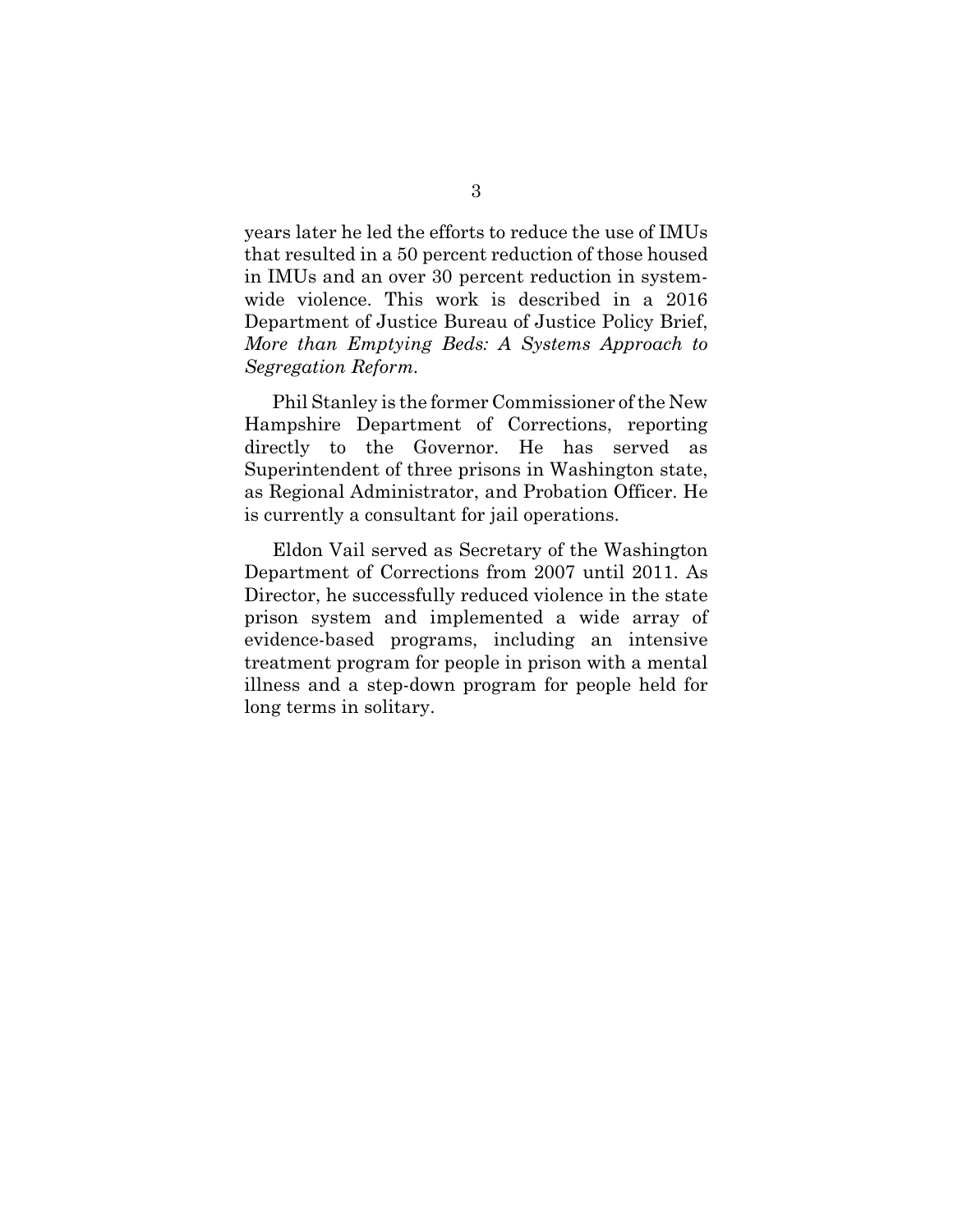years later he led the efforts to reduce the use of IMUs that resulted in a 50 percent reduction of those housed in IMUs and an over 30 percent reduction in system-wide violence. This work is described in a 2016 Department of Justice Bureau of Justice Policy Brief, *More than Emptying Beds: A Systems Approach to Segregation Reform*.

Phil Stanley is the former Commissioner of the New Hampshire Department of Corrections, reporting directly to the Governor. He has served as Superintendent of three prisons in Washington state, as Regional Administrator, and Probation Officer. He is currently a consultant for jail operations.

Eldon Vail served as Secretary of the Washington Department of Corrections from 2007 until 2011. As Director, he successfully reduced violence in the state prison system and implemented a wide array of evidence-based programs, including an intensive treatment program for people in prison with a mental illness and a step-down program for people held for long terms in solitary.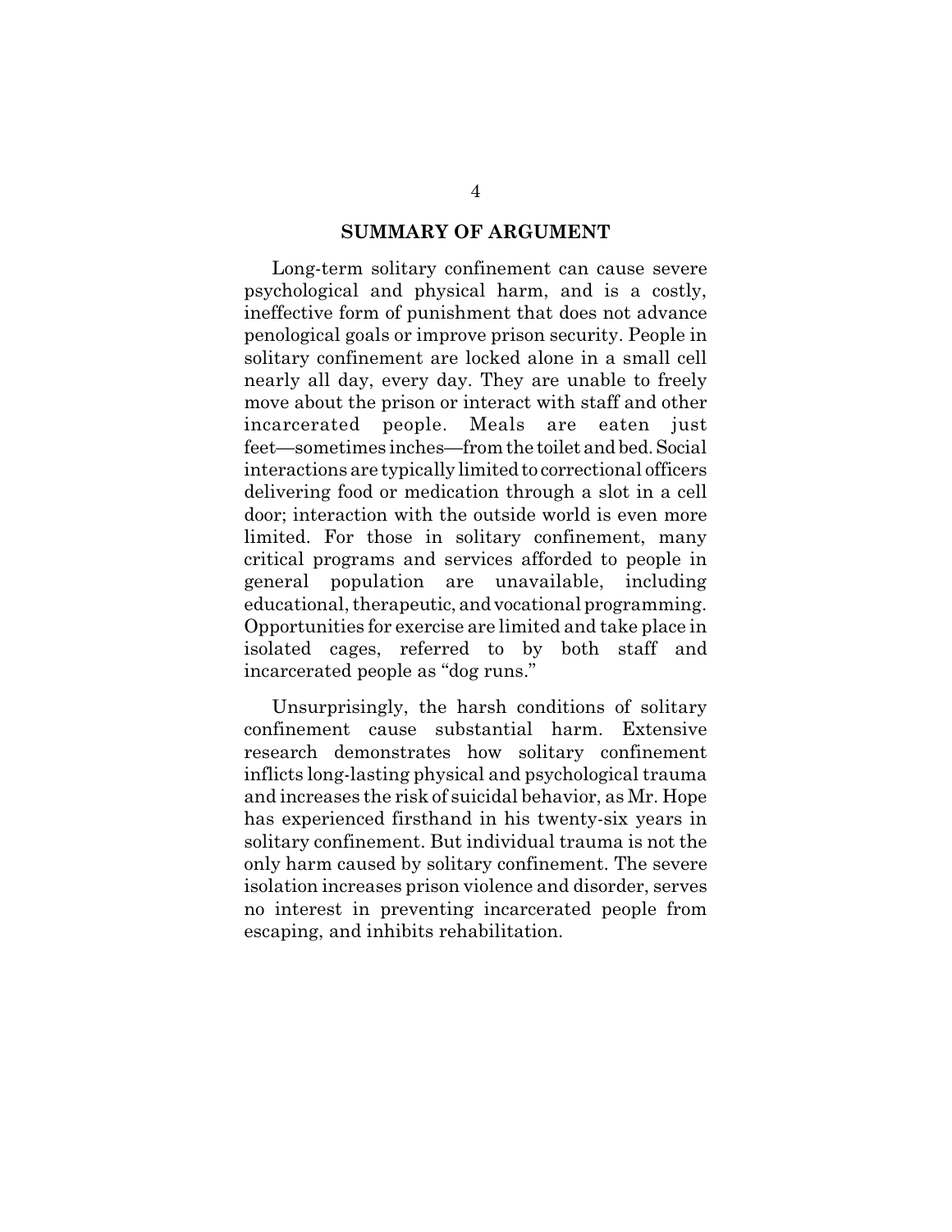## SUMMARY OF ARGUMENT

Long-term solitary confinement can cause severe psychological and physical harm, and is a costly, ineffective form of punishment that does not advance penological goals or improve prison security. People in solitary confinement are locked alone in a small cell nearly all day, every day. They are unable to freely move about the prison or interact with staff and other incarcerated people. Meals are eaten just feet—sometimes inches—from the toilet and bed. Social interactions are typically limited to correctional officers delivering food or medication through a slot in a cell door; interaction with the outside world is even more limited. For those in solitary confinement, many critical programs and services afforded to people in general population are unavailable, including educational, therapeutic, and vocational programming. Opportunities for exercise are limited and take place in isolated cages, referred to by both staff and incarcerated people as "dog runs."

Unsurprisingly, the harsh conditions of solitary confinement cause substantial harm. Extensive research demonstrates how solitary confinement inflicts long-lasting physical and psychological trauma and increases the risk of suicidal behavior, as Mr. Hope has experienced firsthand in his twenty-six years in solitary confinement. But individual trauma is not the only harm caused by solitary confinement. The severe isolation increases prison violence and disorder, serves no interest in preventing incarcerated people from escaping, and inhibits rehabilitation.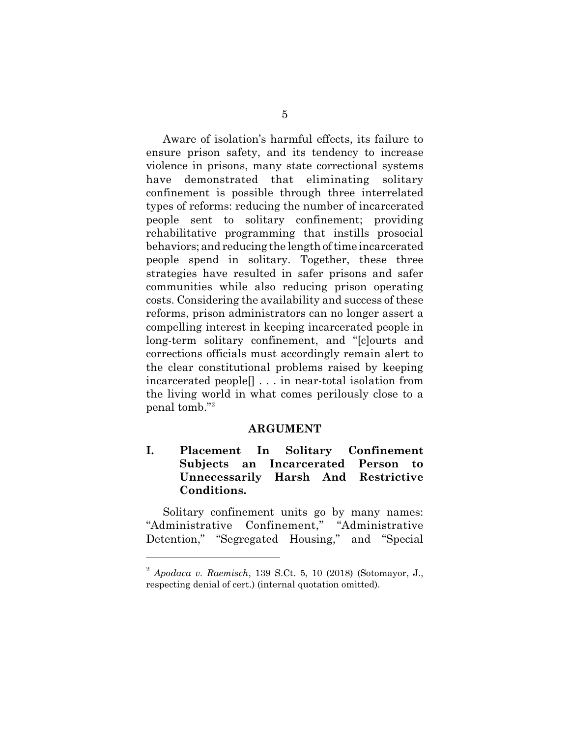Aware of isolation's harmful effects, its failure to ensure prison safety, and its tendency to increase violence in prisons, many state correctional systems have demonstrated that eliminating solitary confinement is possible through three interrelated types of reforms: reducing the number of incarcerated people sent to solitary confinement; providing rehabilitative programming that instills prosocial behaviors; and reducing the length of time incarcerated people spend in solitary. Together, these three strategies have resulted in safer prisons and safer communities while also reducing prison operating costs. Considering the availability and success of these reforms, prison administrators can no longer assert a compelling interest in keeping incarcerated people in long-term solitary confinement, and "[c]ourts and corrections officials must accordingly remain alert to the clear constitutional problems raised by keeping incarcerated people[] . . . in near-total isolation from the living world in what comes perilously close to a penal tomb."[2]

## ARGUMENT

### I. Placement In Solitary Confinement Subjects an Incarcerated Person to Unnecessarily Harsh And Restrictive Conditions.

Solitary confinement units go by many names: "Administrative Confinement," "Administrative Detention," "Segregated Housing," and "Special

---

[2] *Apodaca v. Raemisch*, 139 S.Ct. 5, 10 (2018) (Sotomayor, J., respecting denial of cert.) (internal quotation omitted).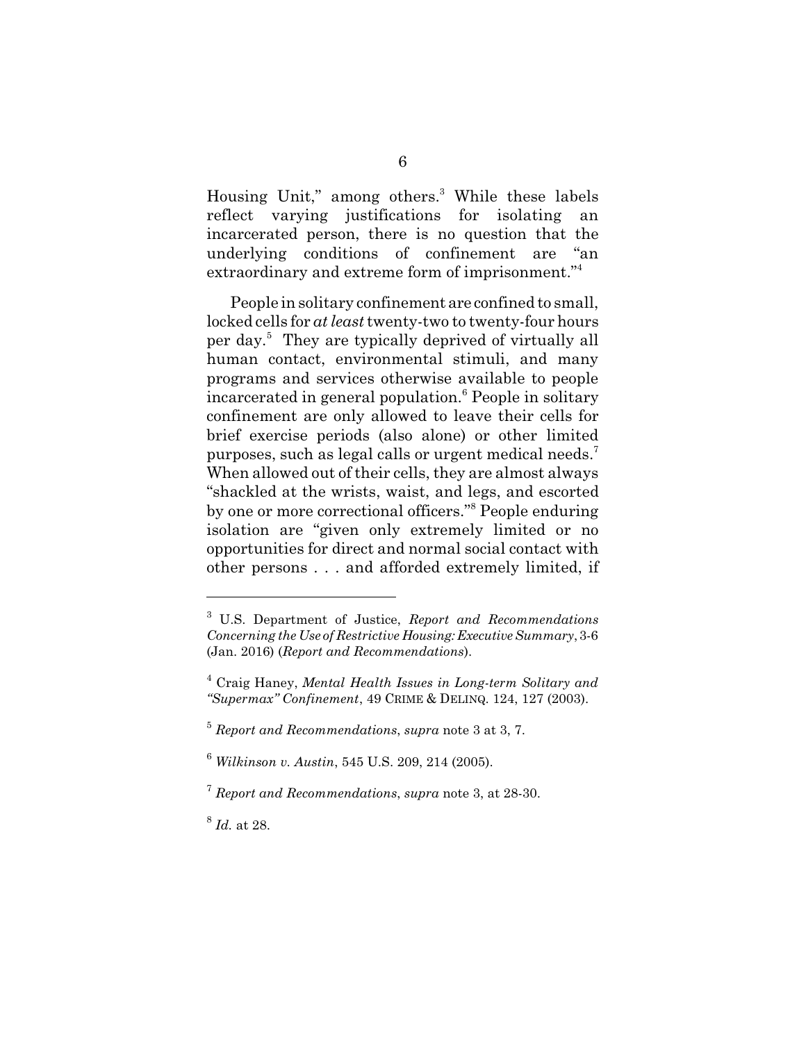Housing Unit," among others.[3] While these labels reflect varying justifications for isolating an incarcerated person, there is no question that the underlying conditions of confinement are "an extraordinary and extreme form of imprisonment."[4]

People in solitary confinement are confined to small, locked cells for *at least* twenty-two to twenty-four hours per day.[5] They are typically deprived of virtually all human contact, environmental stimuli, and many programs and services otherwise available to people incarcerated in general population.[6] People in solitary confinement are only allowed to leave their cells for brief exercise periods (also alone) or other limited purposes, such as legal calls or urgent medical needs.[7] When allowed out of their cells, they are almost always "shackled at the wrists, waist, and legs, and escorted by one or more correctional officers."[8] People enduring isolation are "given only extremely limited or no opportunities for direct and normal social contact with other persons . . . and afforded extremely limited, if

---

[3] U.S. Department of Justice, *Report and Recommendations Concerning the Use of Restrictive Housing: Executive Summary*, 3-6 (Jan. 2016) (*Report and Recommendations*).

[4] Craig Haney, *Mental Health Issues in Long-term Solitary and "Supermax" Confinement*, 49 CRIME & DELINQ. 124, 127 (2003).

[5] *Report and Recommendations*, *supra* note 3 at 3, 7.

[6] *Wilkinson v. Austin*, 545 U.S. 209, 214 (2005).

[7] *Report and Recommendations*, *supra* note 3, at 28-30.

[8] *Id.* at 28.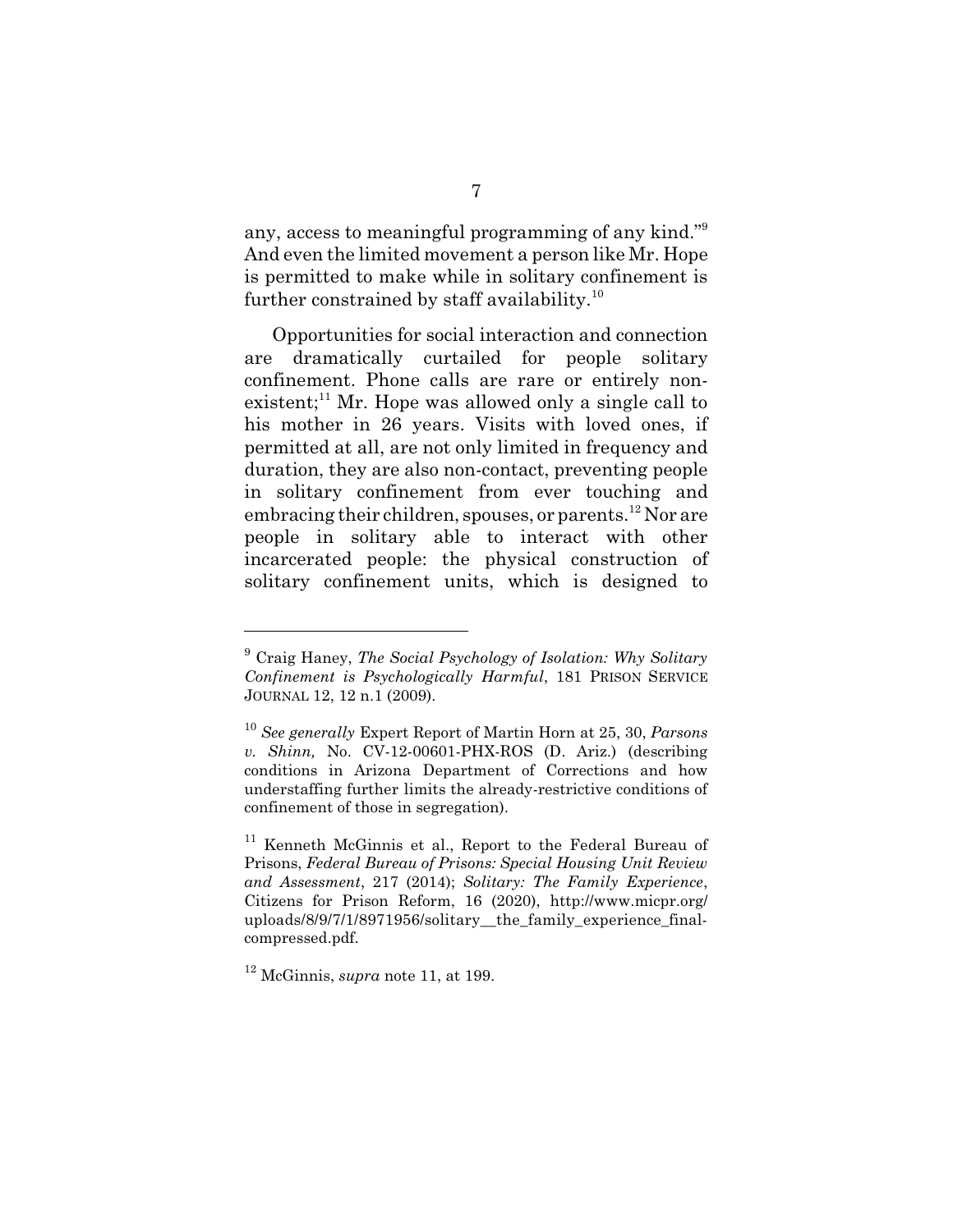any, access to meaningful programming of any kind."[9] And even the limited movement a person like Mr. Hope is permitted to make while in solitary confinement is further constrained by staff availability.[10]

Opportunities for social interaction and connection are dramatically curtailed for people solitary confinement. Phone calls are rare or entirely non-existent;[11] Mr. Hope was allowed only a single call to his mother in 26 years. Visits with loved ones, if permitted at all, are not only limited in frequency and duration, they are also non-contact, preventing people in solitary confinement from ever touching and embracing their children, spouses, or parents.[12] Nor are people in solitary able to interact with other incarcerated people: the physical construction of solitary confinement units, which is designed to

---

[9] Craig Haney, *The Social Psychology of Isolation: Why Solitary Confinement is Psychologically Harmful*, 181 PRISON SERVICE JOURNAL 12, 12 n.1 (2009).

[10] *See generally* Expert Report of Martin Horn at 25, 30, *Parsons v. Shinn,* No. CV-12-00601-PHX-ROS (D. Ariz.) (describing conditions in Arizona Department of Corrections and how understaffing further limits the already-restrictive conditions of confinement of those in segregation).

[11] Kenneth McGinnis et al., Report to the Federal Bureau of Prisons, *Federal Bureau of Prisons: Special Housing Unit Review and Assessment*, 217 (2014); *Solitary: The Family Experience*, Citizens for Prison Reform, 16 (2020), http://www.micpr.org/uploads/8/9/7/1/8971956/solitary__the_family_experience_final-compressed.pdf.

[12] McGinnis, *supra* note 11, at 199.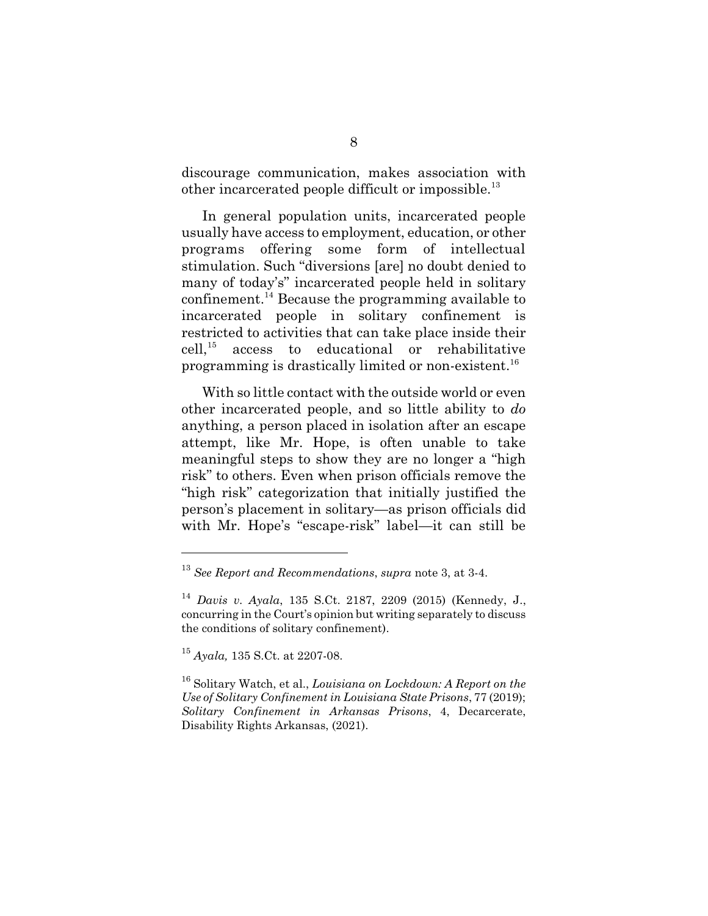discourage communication, makes association with other incarcerated people difficult or impossible.[13]

In general population units, incarcerated people usually have access to employment, education, or other programs offering some form of intellectual stimulation. Such "diversions [are] no doubt denied to many of today's" incarcerated people held in solitary confinement.[14] Because the programming available to incarcerated people in solitary confinement is restricted to activities that can take place inside their cell,[15] access to educational or rehabilitative programming is drastically limited or non-existent.[16]

With so little contact with the outside world or even other incarcerated people, and so little ability to *do* anything, a person placed in isolation after an escape attempt, like Mr. Hope, is often unable to take meaningful steps to show they are no longer a "high risk" to others. Even when prison officials remove the "high risk" categorization that initially justified the person's placement in solitary—as prison officials did with Mr. Hope's "escape-risk" label—it can still be

---

[13] *See Report and Recommendations*, *supra* note 3, at 3-4.

[14] *Davis v. Ayala*, 135 S.Ct. 2187, 2209 (2015) (Kennedy, J., concurring in the Court's opinion but writing separately to discuss the conditions of solitary confinement).

[15] *Ayala,* 135 S.Ct. at 2207-08.

[16] Solitary Watch, et al., *Louisiana on Lockdown: A Report on the Use of Solitary Confinement in Louisiana State Prisons*, 77 (2019); *Solitary Confinement in Arkansas Prisons*, 4, Decarcerate, Disability Rights Arkansas, (2021).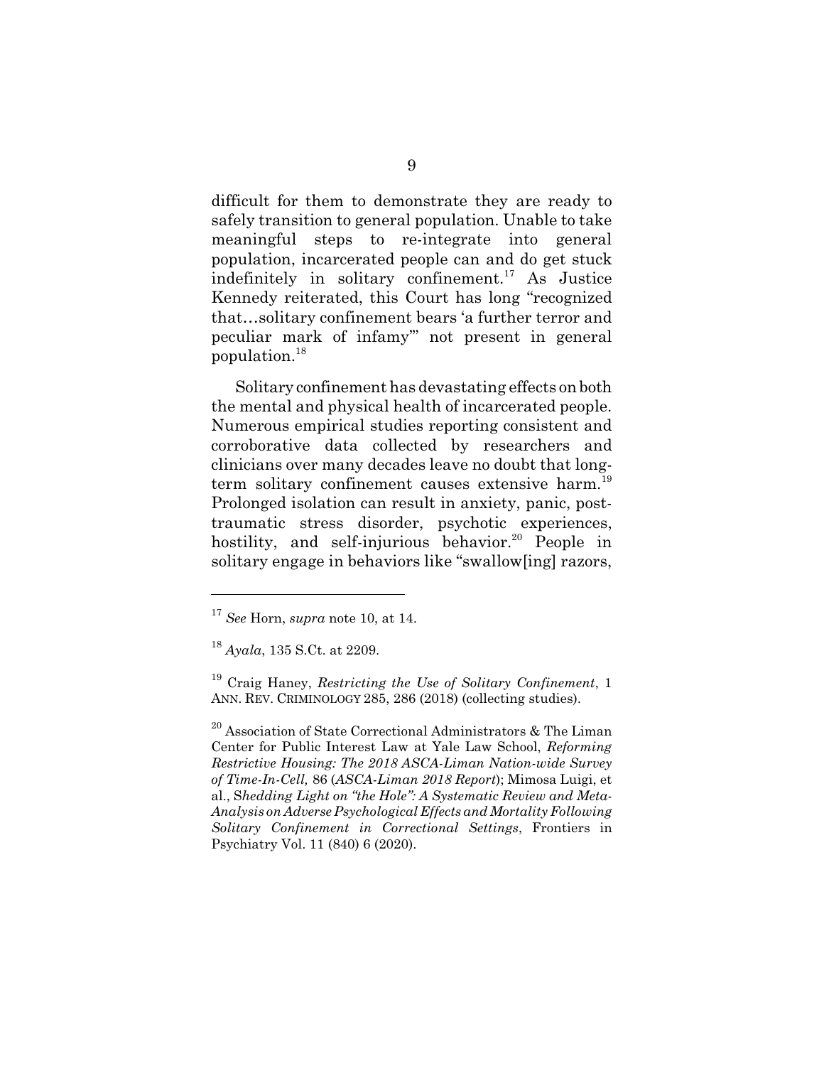difficult for them to demonstrate they are ready to safely transition to general population. Unable to take meaningful steps to re-integrate into general population, incarcerated people can and do get stuck indefinitely in solitary confinement.[17] As Justice Kennedy reiterated, this Court has long "recognized that…solitary confinement bears 'a further terror and peculiar mark of infamy'" not present in general population.[18]

Solitary confinement has devastating effects on both the mental and physical health of incarcerated people. Numerous empirical studies reporting consistent and corroborative data collected by researchers and clinicians over many decades leave no doubt that long-term solitary confinement causes extensive harm.[19] Prolonged isolation can result in anxiety, panic, post-traumatic stress disorder, psychotic experiences, hostility, and self-injurious behavior.[20] People in solitary engage in behaviors like "swallow[ing] razors,

---

[17] *See* Horn, *supra* note 10, at 14.

[18] *Ayala*, 135 S.Ct. at 2209.

[19] Craig Haney, *Restricting the Use of Solitary Confinement*, 1 ANN. REV. CRIMINOLOGY 285, 286 (2018) (collecting studies).

[20] Association of State Correctional Administrators & The Liman Center for Public Interest Law at Yale Law School, *Reforming Restrictive Housing: The 2018 ASCA-Liman Nation-wide Survey of Time-In-Cell,* 86 (*ASCA-Liman 2018 Report*); Mimosa Luigi, et al., S*hedding Light on "the Hole": A Systematic Review and Meta-Analysis on Adverse Psychological Effects and Mortality Following Solitary Confinement in Correctional Settings*, Frontiers in Psychiatry Vol. 11 (840) 6 (2020).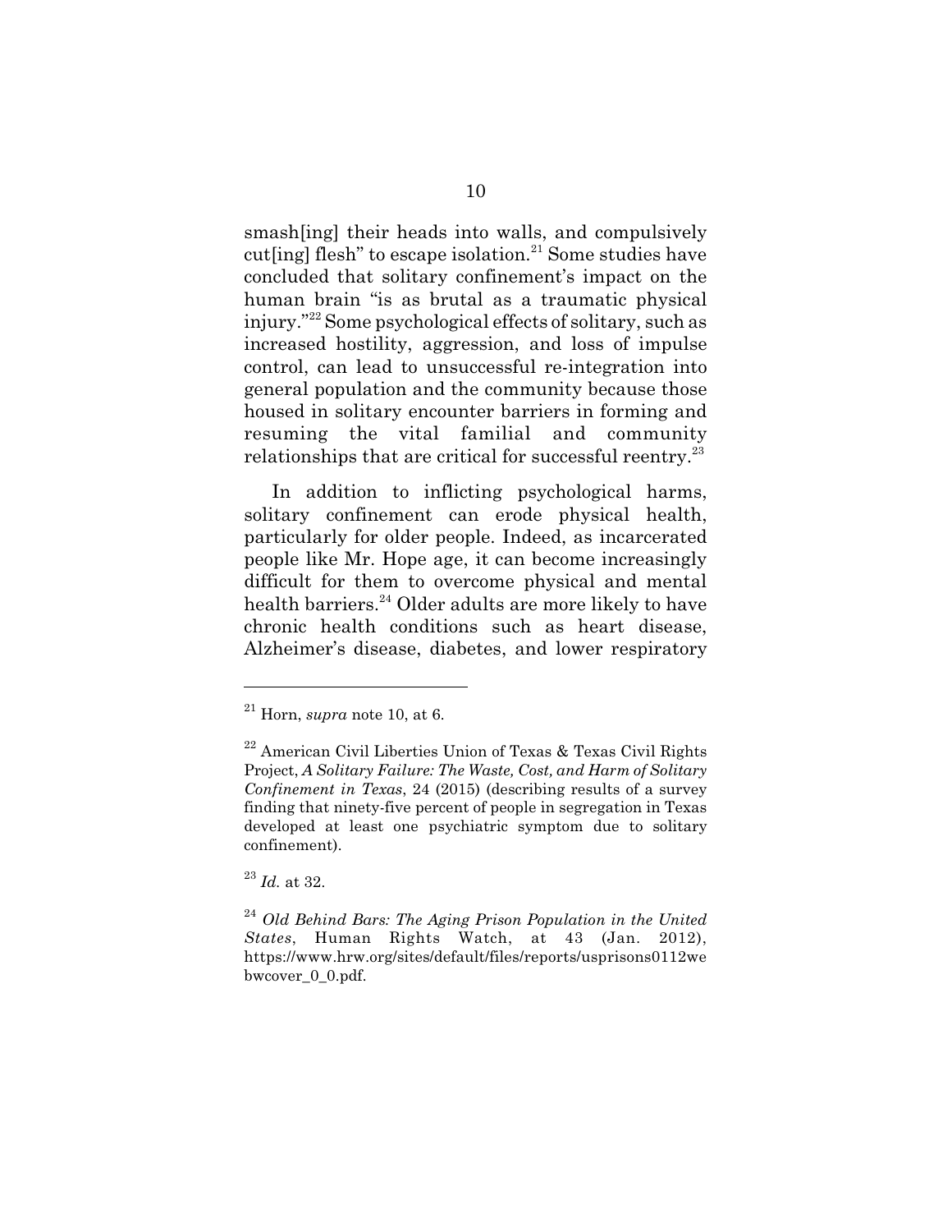smash[ing] their heads into walls, and compulsively cut[ing] flesh" to escape isolation.[21] Some studies have concluded that solitary confinement's impact on the human brain "is as brutal as a traumatic physical injury."[22] Some psychological effects of solitary, such as increased hostility, aggression, and loss of impulse control, can lead to unsuccessful re-integration into general population and the community because those housed in solitary encounter barriers in forming and resuming the vital familial and community relationships that are critical for successful reentry.[23]

In addition to inflicting psychological harms, solitary confinement can erode physical health, particularly for older people. Indeed, as incarcerated people like Mr. Hope age, it can become increasingly difficult for them to overcome physical and mental health barriers.[24] Older adults are more likely to have chronic health conditions such as heart disease, Alzheimer's disease, diabetes, and lower respiratory

---

[21] Horn, *supra* note 10, at 6.

[22] American Civil Liberties Union of Texas & Texas Civil Rights Project, *A Solitary Failure: The Waste, Cost, and Harm of Solitary Confinement in Texas*, 24 (2015) (describing results of a survey finding that ninety-five percent of people in segregation in Texas developed at least one psychiatric symptom due to solitary confinement).

[23] *Id.* at 32.

[24] *Old Behind Bars: The Aging Prison Population in the United States*, Human Rights Watch, at 43 (Jan. 2012), https://www.hrw.org/sites/default/files/reports/usprisons0112webwcover_0_0.pdf.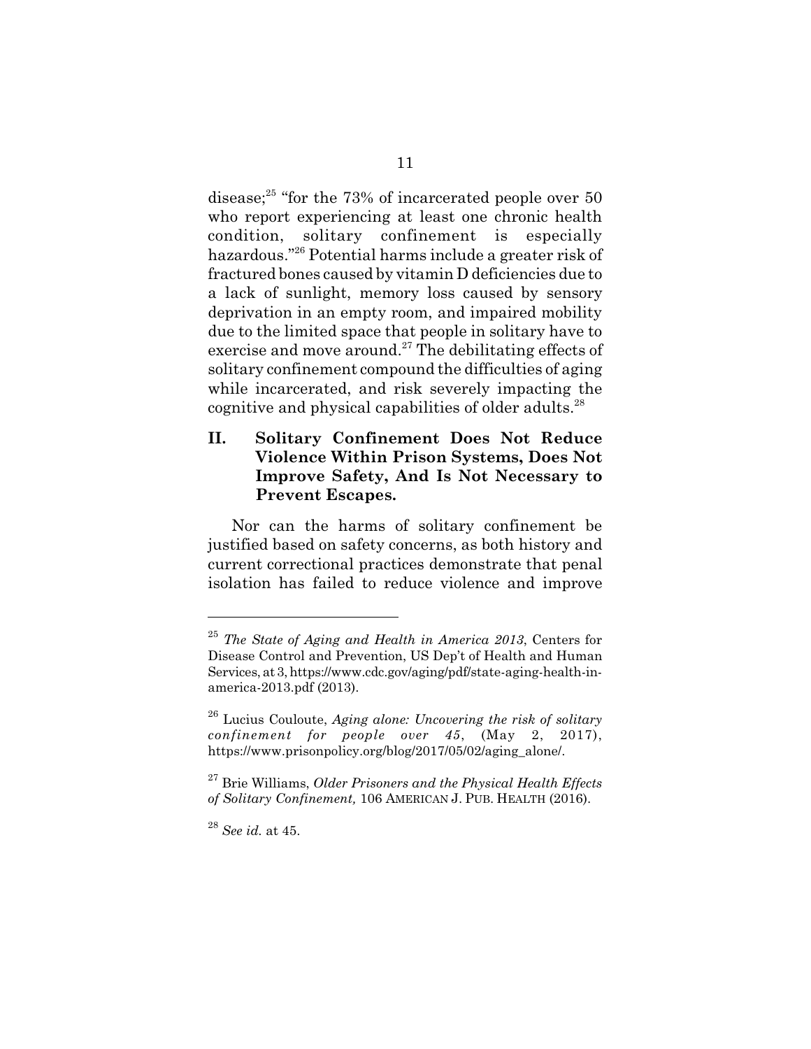disease;[25] "for the 73% of incarcerated people over 50 who report experiencing at least one chronic health condition, solitary confinement is especially hazardous."[26] Potential harms include a greater risk of fractured bones caused by vitamin D deficiencies due to a lack of sunlight, memory loss caused by sensory deprivation in an empty room, and impaired mobility due to the limited space that people in solitary have to exercise and move around.[27] The debilitating effects of solitary confinement compound the difficulties of aging while incarcerated, and risk severely impacting the cognitive and physical capabilities of older adults.[28]

## II. Solitary Confinement Does Not Reduce Violence Within Prison Systems, Does Not Improve Safety, And Is Not Necessary to Prevent Escapes.

Nor can the harms of solitary confinement be justified based on safety concerns, as both history and current correctional practices demonstrate that penal isolation has failed to reduce violence and improve

---

[25] *The State of Aging and Health in America 2013*, Centers for Disease Control and Prevention, US Dep't of Health and Human Services, at 3, https://www.cdc.gov/aging/pdf/state-aging-health-in-america-2013.pdf (2013).

[26] Lucius Couloute, *Aging alone: Uncovering the risk of solitary confinement for people over 45*, (May 2, 2017), https://www.prisonpolicy.org/blog/2017/05/02/aging_alone/.

[27] Brie Williams, *Older Prisoners and the Physical Health Effects of Solitary Confinement,* 106 AMERICAN J. PUB. HEALTH (2016).

[28] *See id.* at 45.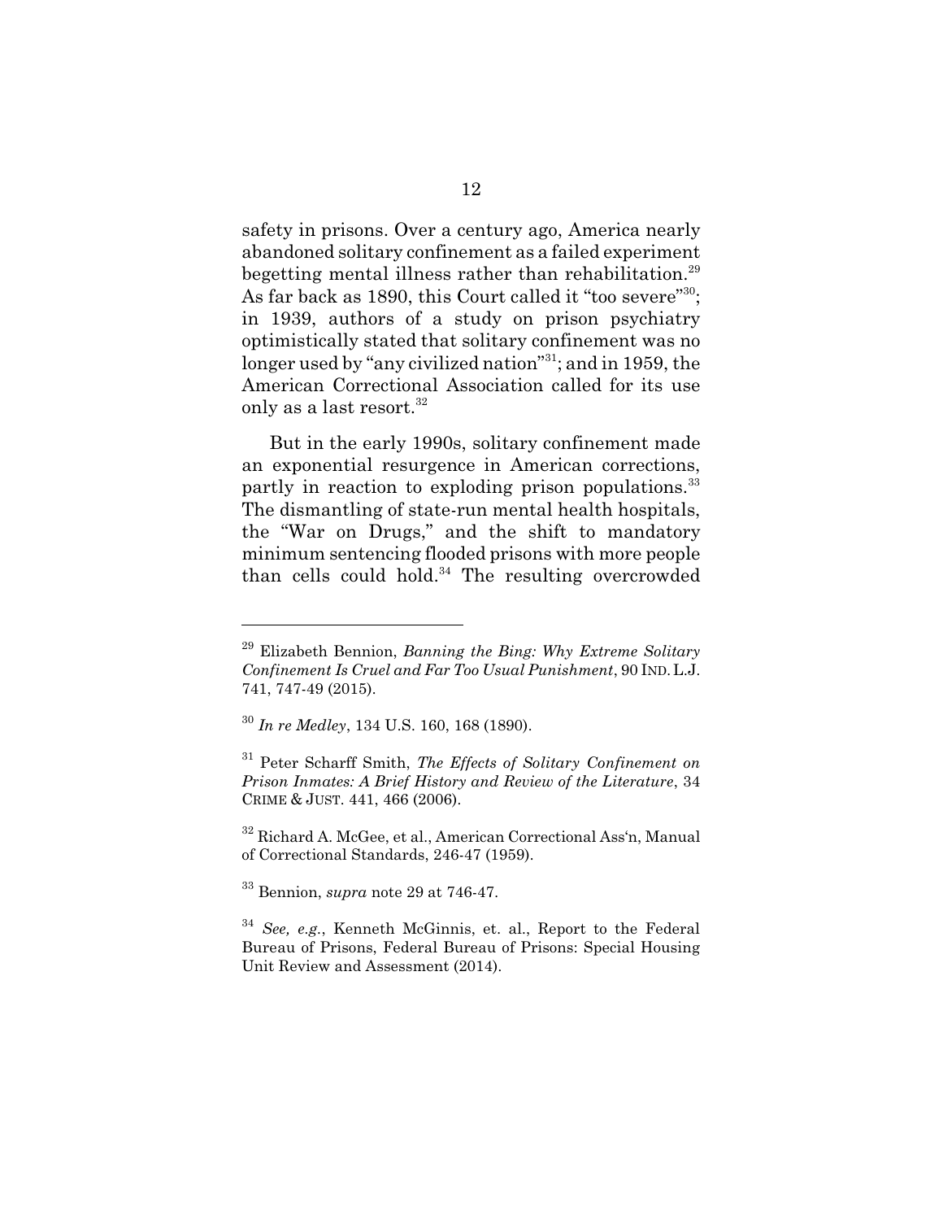safety in prisons. Over a century ago, America nearly abandoned solitary confinement as a failed experiment begetting mental illness rather than rehabilitation.[29] As far back as 1890, this Court called it "too severe"[30]; in 1939, authors of a study on prison psychiatry optimistically stated that solitary confinement was no longer used by "any civilized nation"[31]; and in 1959, the American Correctional Association called for its use only as a last resort.[32]

But in the early 1990s, solitary confinement made an exponential resurgence in American corrections, partly in reaction to exploding prison populations.[33] The dismantling of state-run mental health hospitals, the "War on Drugs," and the shift to mandatory minimum sentencing flooded prisons with more people than cells could hold.[34] The resulting overcrowded

---

[29] Elizabeth Bennion, *Banning the Bing: Why Extreme Solitary Confinement Is Cruel and Far Too Usual Punishment*, 90 IND. L.J. 741, 747-49 (2015).

[30] *In re Medley*, 134 U.S. 160, 168 (1890).

[31] Peter Scharff Smith, *The Effects of Solitary Confinement on Prison Inmates: A Brief History and Review of the Literature*, 34 CRIME & JUST. 441, 466 (2006).

[32] Richard A. McGee, et al., American Correctional Ass'n, Manual of Correctional Standards, 246-47 (1959).

[33] Bennion, *supra* note 29 at 746-47.

[34] *See, e.g.*, Kenneth McGinnis, et. al., Report to the Federal Bureau of Prisons, Federal Bureau of Prisons: Special Housing Unit Review and Assessment (2014).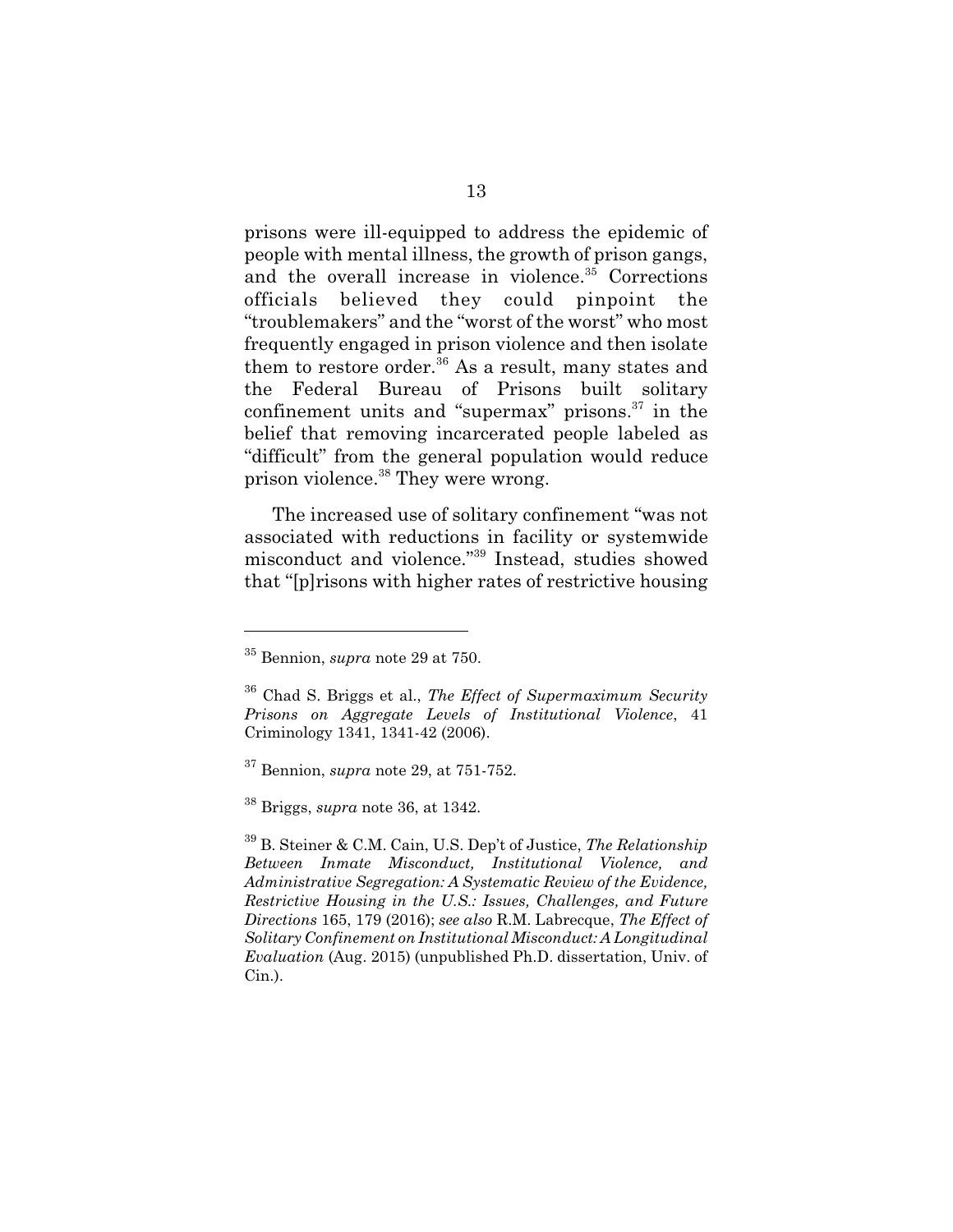prisons were ill-equipped to address the epidemic of people with mental illness, the growth of prison gangs, and the overall increase in violence.[35] Corrections officials believed they could pinpoint the "troublemakers" and the "worst of the worst" who most frequently engaged in prison violence and then isolate them to restore order.[36] As a result, many states and the Federal Bureau of Prisons built solitary confinement units and "supermax" prisons.[37] in the belief that removing incarcerated people labeled as "difficult" from the general population would reduce prison violence.[38] They were wrong.

The increased use of solitary confinement "was not associated with reductions in facility or systemwide misconduct and violence."[39] Instead, studies showed that "[p]risons with higher rates of restrictive housing

---

[35] Bennion, *supra* note 29 at 750.

[36] Chad S. Briggs et al., *The Effect of Supermaximum Security Prisons on Aggregate Levels of Institutional Violence*, 41 Criminology 1341, 1341-42 (2006).

[37] Bennion, *supra* note 29, at 751-752.

[38] Briggs, *supra* note 36, at 1342.

[39] B. Steiner & C.M. Cain, U.S. Dep't of Justice, *The Relationship Between Inmate Misconduct, Institutional Violence, and Administrative Segregation: A Systematic Review of the Evidence, Restrictive Housing in the U.S.: Issues, Challenges, and Future Directions* 165, 179 (2016); *see also* R.M. Labrecque, *The Effect of Solitary Confinement on Institutional Misconduct: A Longitudinal Evaluation* (Aug. 2015) (unpublished Ph.D. dissertation, Univ. of Cin.).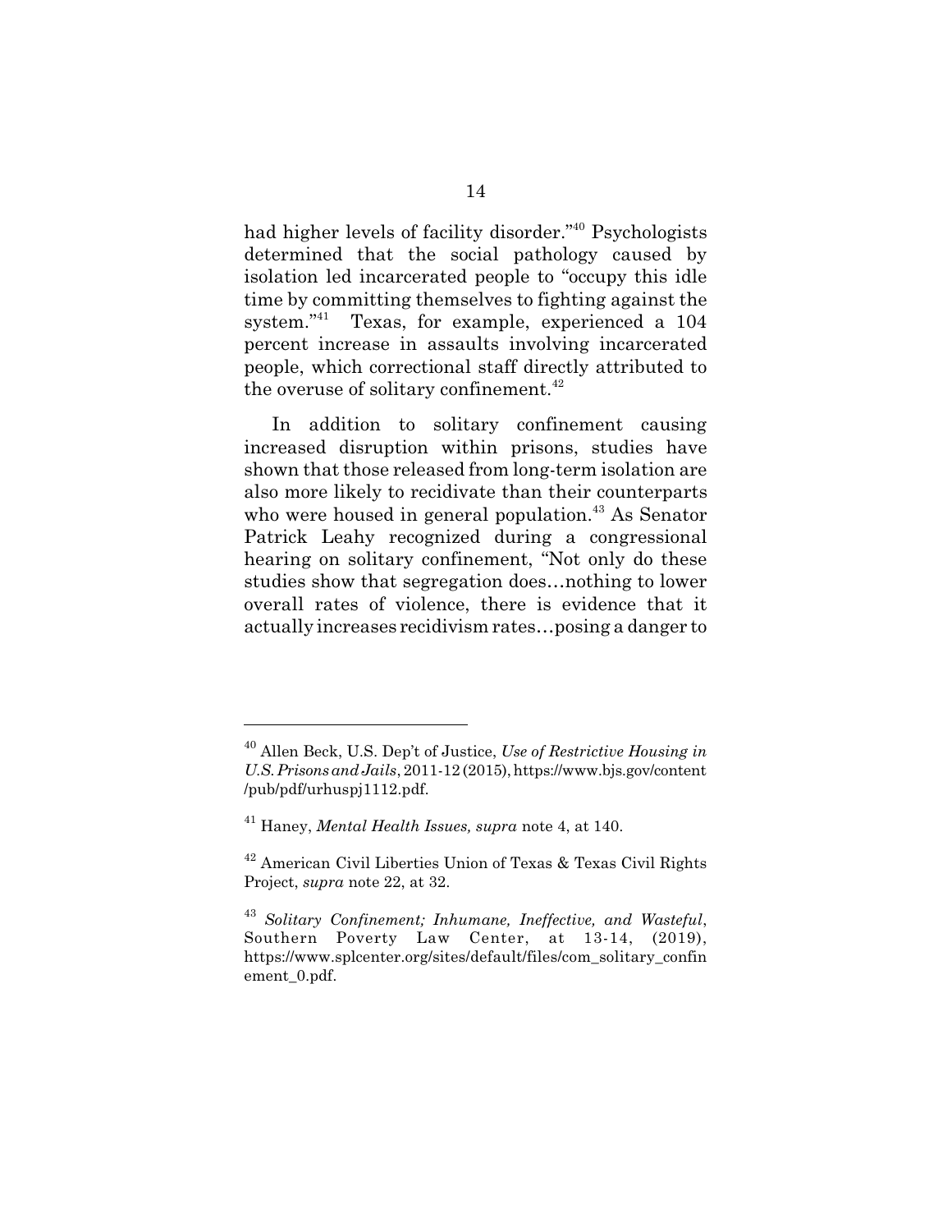had higher levels of facility disorder."[40] Psychologists determined that the social pathology caused by isolation led incarcerated people to "occupy this idle time by committing themselves to fighting against the system."[41] Texas, for example, experienced a 104 percent increase in assaults involving incarcerated people, which correctional staff directly attributed to the overuse of solitary confinement.[42]

In addition to solitary confinement causing increased disruption within prisons, studies have shown that those released from long-term isolation are also more likely to recidivate than their counterparts who were housed in general population.[43] As Senator Patrick Leahy recognized during a congressional hearing on solitary confinement, "Not only do these studies show that segregation does…nothing to lower overall rates of violence, there is evidence that it actually increases recidivism rates…posing a danger to

---

[40] Allen Beck, U.S. Dep't of Justice, *Use of Restrictive Housing in U.S. Prisons and Jails*, 2011-12 (2015), https://www.bjs.gov/content/pub/pdf/urhuspj1112.pdf.

[41] Haney, *Mental Health Issues, supra* note 4, at 140.

[42] American Civil Liberties Union of Texas & Texas Civil Rights Project, *supra* note 22, at 32.

[43] *Solitary Confinement; Inhumane, Ineffective, and Wasteful*, Southern Poverty Law Center, at 13-14, (2019), https://www.splcenter.org/sites/default/files/com_solitary_confinement_0.pdf.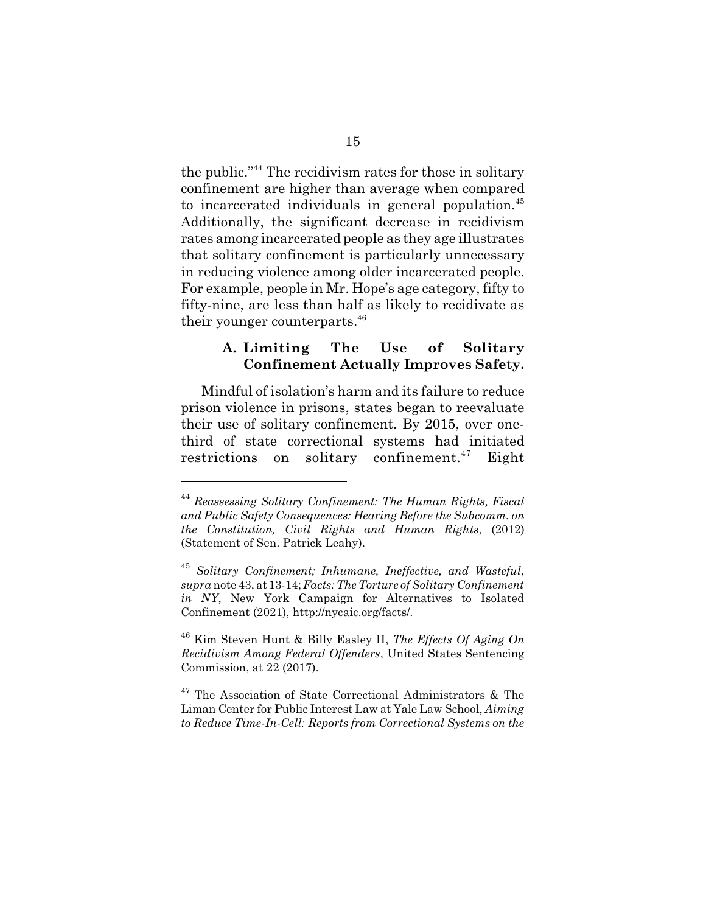the public."[44] The recidivism rates for those in solitary confinement are higher than average when compared to incarcerated individuals in general population.[45] Additionally, the significant decrease in recidivism rates among incarcerated people as they age illustrates that solitary confinement is particularly unnecessary in reducing violence among older incarcerated people. For example, people in Mr. Hope's age category, fifty to fifty-nine, are less than half as likely to recidivate as their younger counterparts.[46]

### A. Limiting The Use of Solitary Confinement Actually Improves Safety.

Mindful of isolation's harm and its failure to reduce prison violence in prisons, states began to reevaluate their use of solitary confinement. By 2015, over one-third of state correctional systems had initiated restrictions on solitary confinement.[47] Eight

---

[44] *Reassessing Solitary Confinement: The Human Rights, Fiscal and Public Safety Consequences: Hearing Before the Subcomm. on the Constitution, Civil Rights and Human Rights*, (2012) (Statement of Sen. Patrick Leahy).

[45] *Solitary Confinement; Inhumane, Ineffective, and Wasteful*, *supra* note 43, at 13-14; *Facts: The Torture of Solitary Confinement in NY*, New York Campaign for Alternatives to Isolated Confinement (2021), http://nycaic.org/facts/.

[46] Kim Steven Hunt & Billy Easley II, *The Effects Of Aging On Recidivism Among Federal Offenders*, United States Sentencing Commission, at 22 (2017).

[47] The Association of State Correctional Administrators & The Liman Center for Public Interest Law at Yale Law School, *Aiming to Reduce Time-In-Cell: Reports from Correctional Systems on the*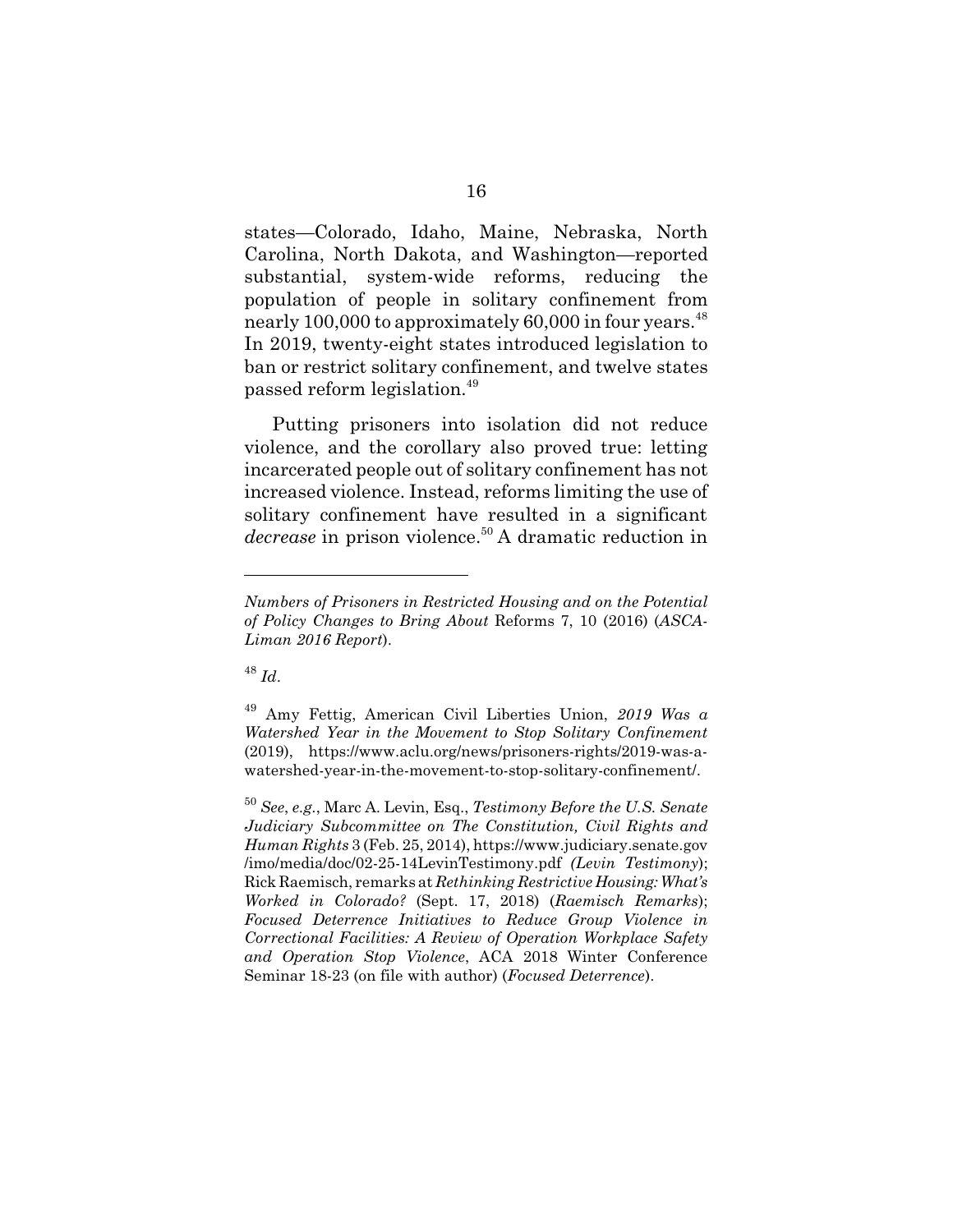states—Colorado, Idaho, Maine, Nebraska, North Carolina, North Dakota, and Washington—reported substantial, system-wide reforms, reducing the population of people in solitary confinement from nearly 100,000 to approximately 60,000 in four years.[48] In 2019, twenty-eight states introduced legislation to ban or restrict solitary confinement, and twelve states passed reform legislation.[49]

Putting prisoners into isolation did not reduce violence, and the corollary also proved true: letting incarcerated people out of solitary confinement has not increased violence. Instead, reforms limiting the use of solitary confinement have resulted in a significant *decrease* in prison violence.[50] A dramatic reduction in

---

*Numbers of Prisoners in Restricted Housing and on the Potential of Policy Changes to Bring About* Reforms 7, 10 (2016) (*ASCA-Liman 2016 Report*).

[48] *Id*.

[49] Amy Fettig, American Civil Liberties Union, *2019 Was a Watershed Year in the Movement to Stop Solitary Confinement* (2019), https://www.aclu.org/news/prisoners-rights/2019-was-a-watershed-year-in-the-movement-to-stop-solitary-confinement/.

[50] *See*, *e.g*., Marc A. Levin, Esq., *Testimony Before the U.S. Senate Judiciary Subcommittee on The Constitution, Civil Rights and Human Rights* 3 (Feb. 25, 2014), https://www.judiciary.senate.gov/imo/media/doc/02-25-14LevinTestimony.pdf *(Levin Testimony*); Rick Raemisch, remarks at *Rethinking Restrictive Housing: What's Worked in Colorado?* (Sept. 17, 2018) (*Raemisch Remarks*); *Focused Deterrence Initiatives to Reduce Group Violence in Correctional Facilities: A Review of Operation Workplace Safety and Operation Stop Violence*, ACA 2018 Winter Conference Seminar 18-23 (on file with author) (*Focused Deterrence*).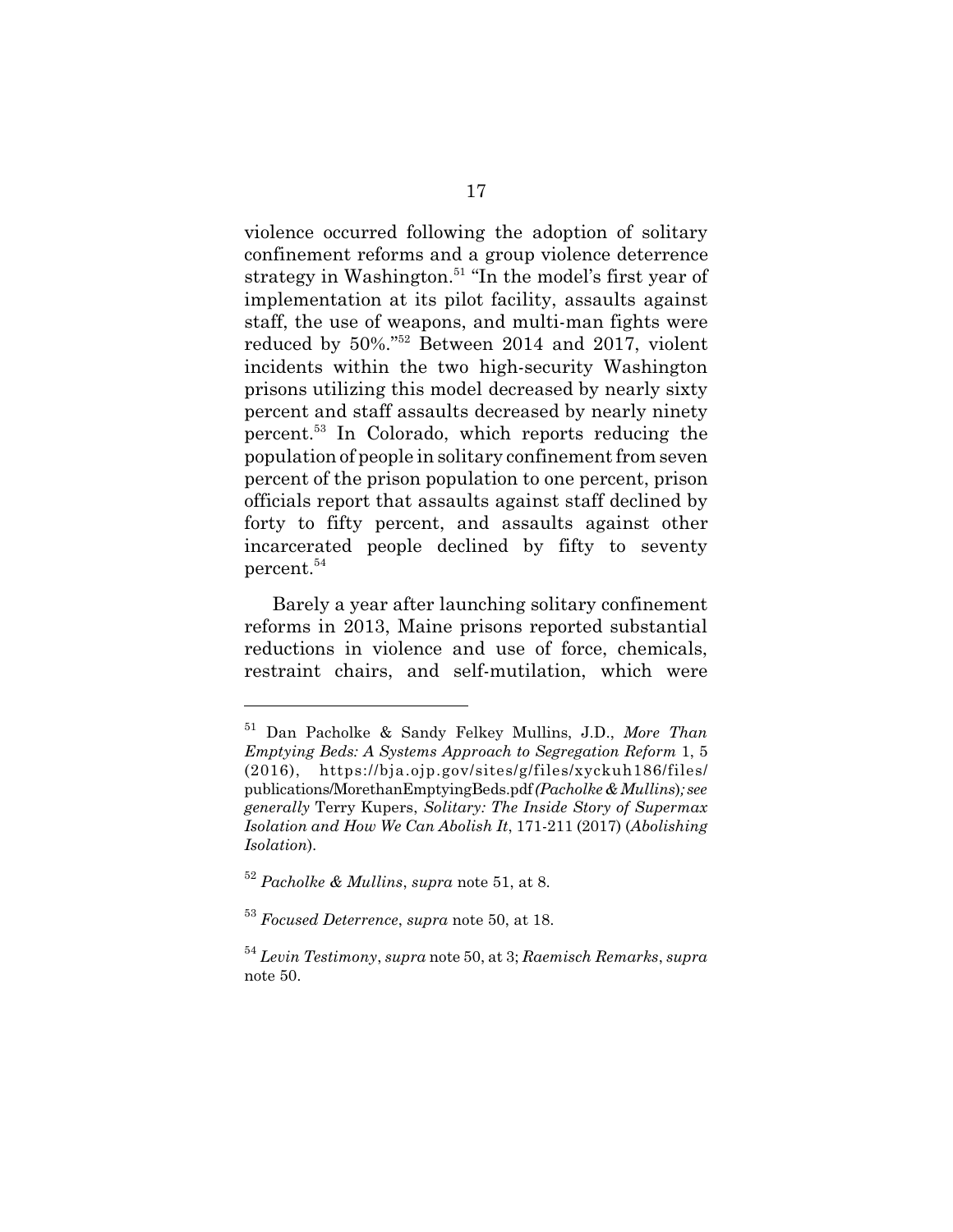violence occurred following the adoption of solitary confinement reforms and a group violence deterrence strategy in Washington.[51] "In the model's first year of implementation at its pilot facility, assaults against staff, the use of weapons, and multi-man fights were reduced by 50%."[52] Between 2014 and 2017, violent incidents within the two high-security Washington prisons utilizing this model decreased by nearly sixty percent and staff assaults decreased by nearly ninety percent.[53] In Colorado, which reports reducing the population of people in solitary confinement from seven percent of the prison population to one percent, prison officials report that assaults against staff declined by forty to fifty percent, and assaults against other incarcerated people declined by fifty to seventy percent.[54]

Barely a year after launching solitary confinement reforms in 2013, Maine prisons reported substantial reductions in violence and use of force, chemicals, restraint chairs, and self-mutilation, which were

---

[51] Dan Pacholke & Sandy Felkey Mullins, J.D., *More Than Emptying Beds: A Systems Approach to Segregation Reform* 1, 5 (2016), https://bja.ojp.gov/sites/g/files/xyckuh186/files/publications/MorethanEmptyingBeds.pdf *(Pacholke & Mullins*); *see generally* Terry Kupers, *Solitary: The Inside Story of Supermax Isolation and How We Can Abolish It*, 171-211 (2017) (*Abolishing Isolation*).

[52] *Pacholke & Mullins*, *supra* note 51, at 8.

[53] *Focused Deterrence*, *supra* note 50, at 18.

[54] *Levin Testimony*, *supra* note 50, at 3; *Raemisch Remarks*, *supra* note 50.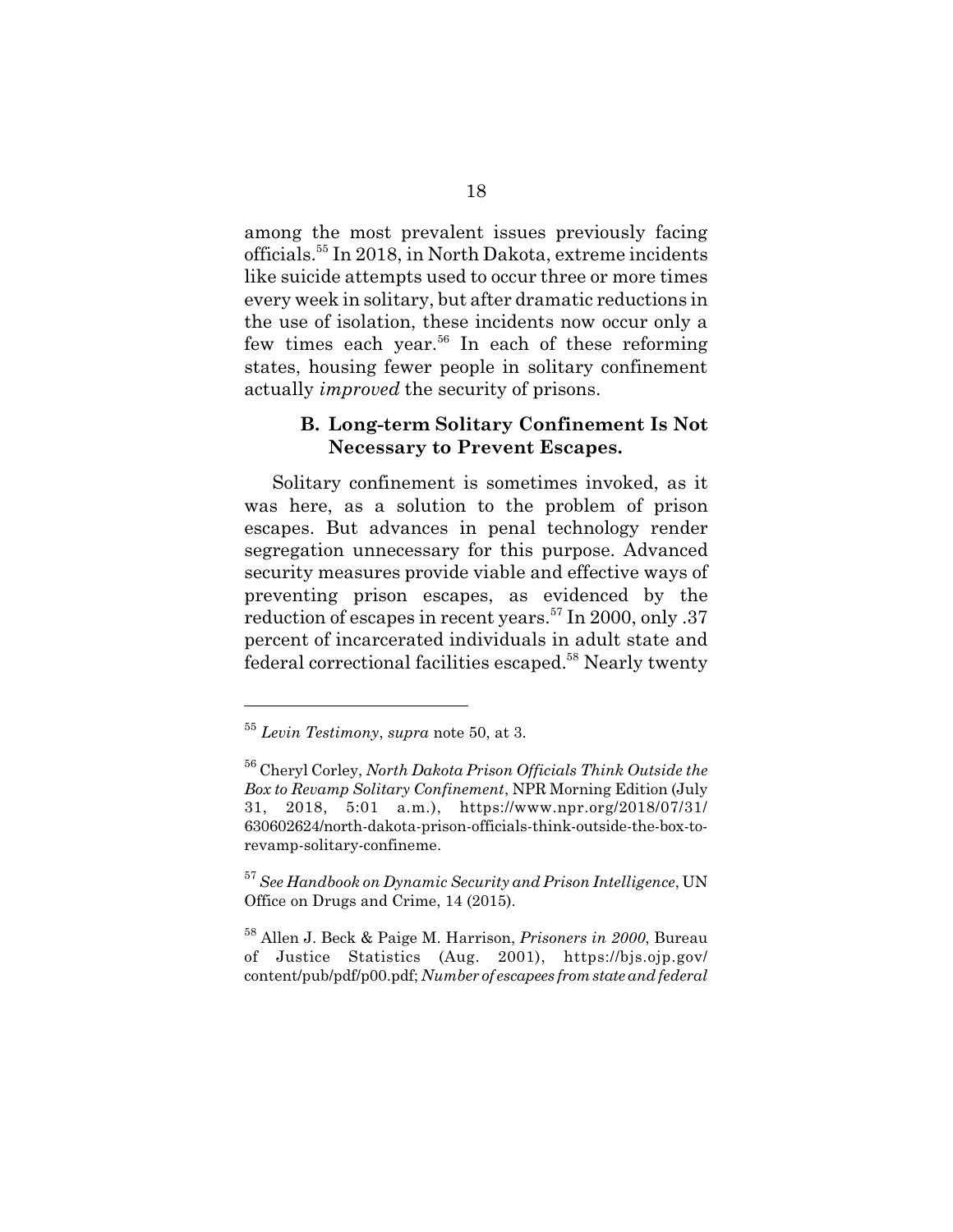among the most prevalent issues previously facing officials.[55] In 2018, in North Dakota, extreme incidents like suicide attempts used to occur three or more times every week in solitary, but after dramatic reductions in the use of isolation, these incidents now occur only a few times each year.[56] In each of these reforming states, housing fewer people in solitary confinement actually *improved* the security of prisons.

### B. Long-term Solitary Confinement Is Not Necessary to Prevent Escapes.

Solitary confinement is sometimes invoked, as it was here, as a solution to the problem of prison escapes. But advances in penal technology render segregation unnecessary for this purpose. Advanced security measures provide viable and effective ways of preventing prison escapes, as evidenced by the reduction of escapes in recent years.[57] In 2000, only .37 percent of incarcerated individuals in adult state and federal correctional facilities escaped.[58] Nearly twenty

---

[55] *Levin Testimony*, *supra* note 50, at 3.

[56] Cheryl Corley, *North Dakota Prison Officials Think Outside the Box to Revamp Solitary Confinement*, NPR Morning Edition (July 31, 2018, 5:01 a.m.), https://www.npr.org/2018/07/31/630602624/north-dakota-prison-officials-think-outside-the-box-to-revamp-solitary-confineme.

[57] *See Handbook on Dynamic Security and Prison Intelligence*, UN Office on Drugs and Crime, 14 (2015).

[58] Allen J. Beck & Paige M. Harrison, *Prisoners in 2000*, Bureau of Justice Statistics (Aug. 2001), https://bjs.ojp.gov/content/pub/pdf/p00.pdf; *Number of escapees from state and federal*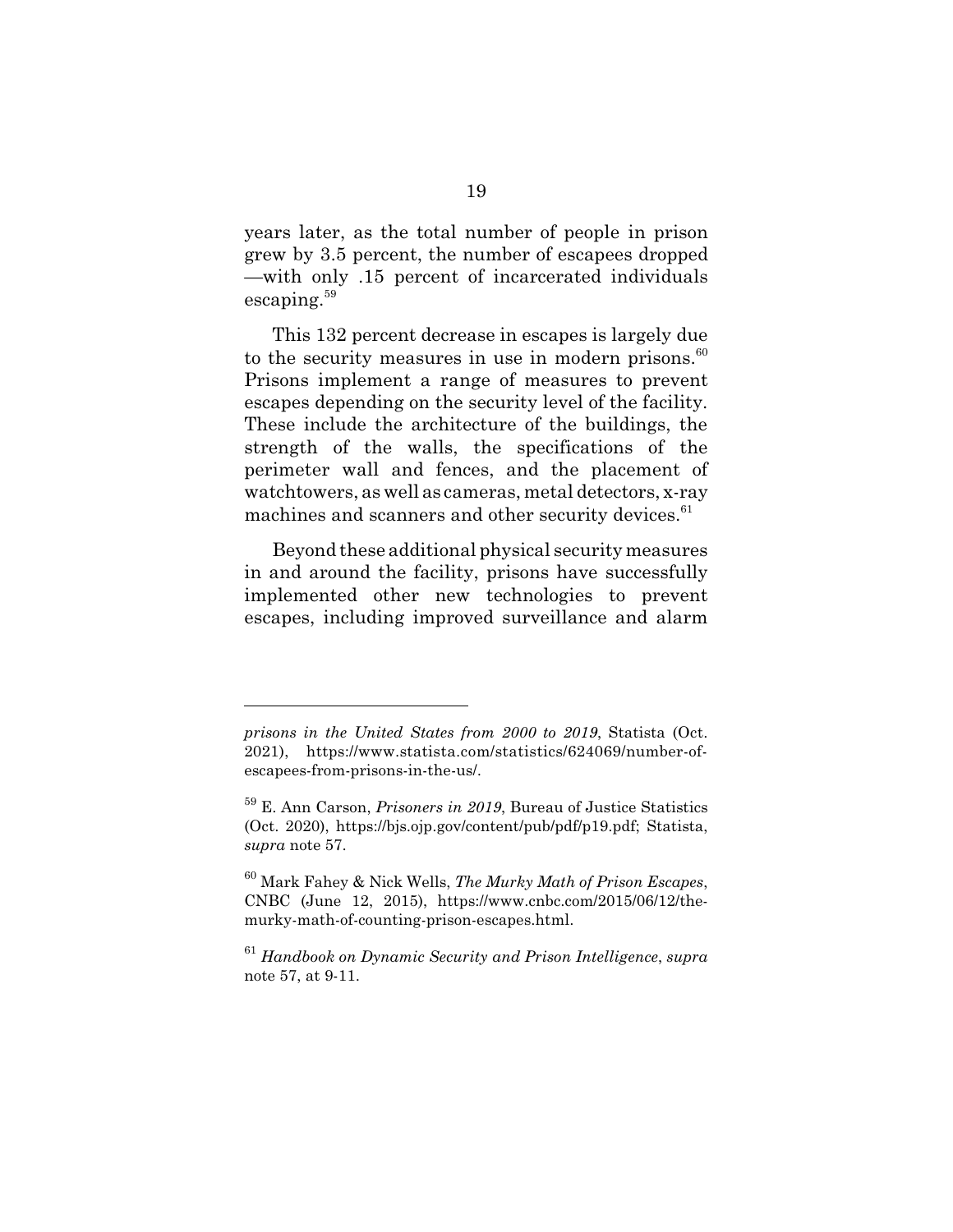years later, as the total number of people in prison grew by 3.5 percent, the number of escapees dropped —with only .15 percent of incarcerated individuals escaping.[59]

This 132 percent decrease in escapes is largely due to the security measures in use in modern prisons.[60] Prisons implement a range of measures to prevent escapes depending on the security level of the facility. These include the architecture of the buildings, the strength of the walls, the specifications of the perimeter wall and fences, and the placement of watchtowers, as well as cameras, metal detectors, x-ray machines and scanners and other security devices.[61]

Beyond these additional physical security measures in and around the facility, prisons have successfully implemented other new technologies to prevent escapes, including improved surveillance and alarm

---

*prisons in the United States from 2000 to 2019*, Statista (Oct. 2021), https://www.statista.com/statistics/624069/number-of-escapees-from-prisons-in-the-us/.

[59] E. Ann Carson, *Prisoners in 2019*, Bureau of Justice Statistics (Oct. 2020), https://bjs.ojp.gov/content/pub/pdf/p19.pdf; Statista, *supra* note 57.

[60] Mark Fahey & Nick Wells, *The Murky Math of Prison Escapes*, CNBC (June 12, 2015), https://www.cnbc.com/2015/06/12/the-murky-math-of-counting-prison-escapes.html.

[61] *Handbook on Dynamic Security and Prison Intelligence*, *supra* note 57, at 9-11.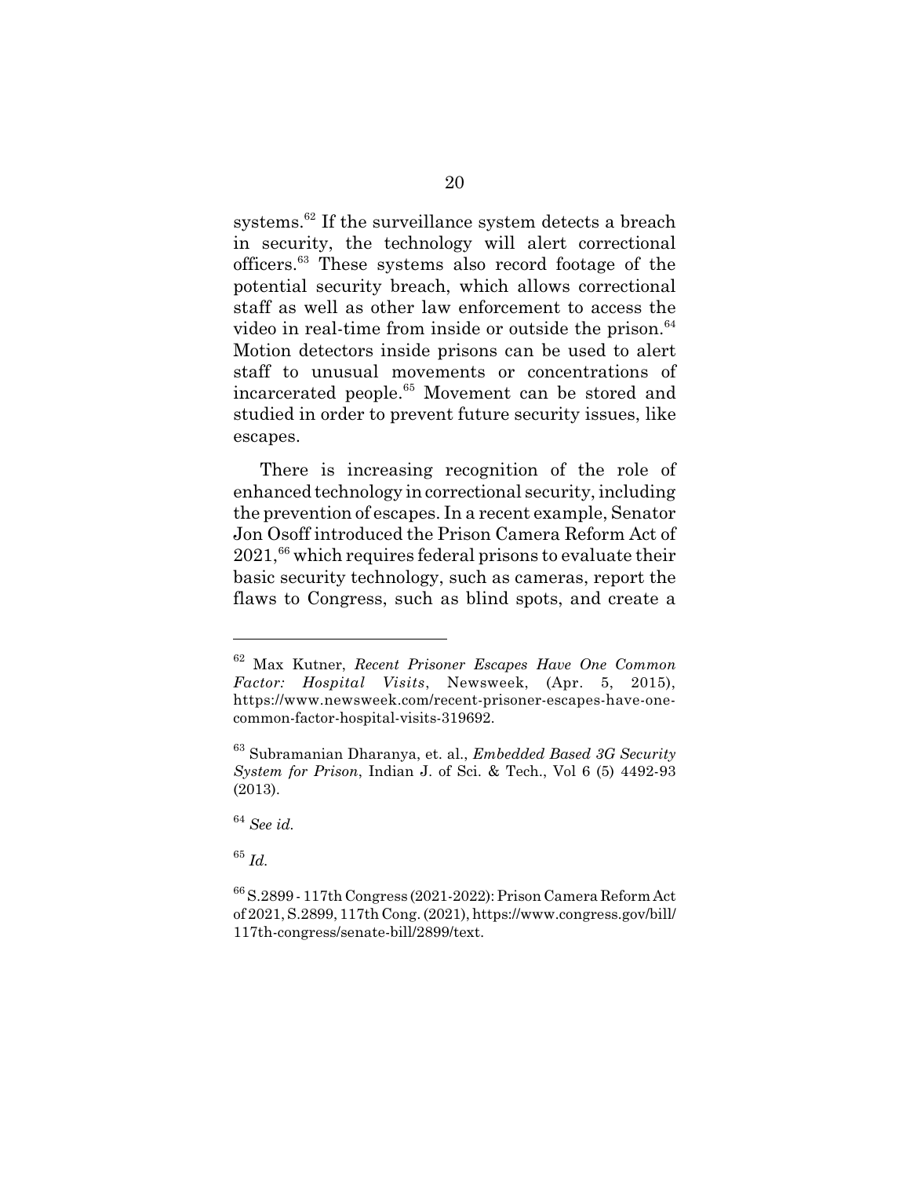systems.[62] If the surveillance system detects a breach in security, the technology will alert correctional officers.[63] These systems also record footage of the potential security breach, which allows correctional staff as well as other law enforcement to access the video in real-time from inside or outside the prison.[64] Motion detectors inside prisons can be used to alert staff to unusual movements or concentrations of incarcerated people.[65] Movement can be stored and studied in order to prevent future security issues, like escapes.

There is increasing recognition of the role of enhanced technology in correctional security, including the prevention of escapes. In a recent example, Senator Jon Osoff introduced the Prison Camera Reform Act of 2021,[66] which requires federal prisons to evaluate their basic security technology, such as cameras, report the flaws to Congress, such as blind spots, and create a

---

[62] Max Kutner, *Recent Prisoner Escapes Have One Common Factor: Hospital Visits*, Newsweek, (Apr. 5, 2015), https://www.newsweek.com/recent-prisoner-escapes-have-one-common-factor-hospital-visits-319692.

[63] Subramanian Dharanya, et. al., *Embedded Based 3G Security System for Prison*, Indian J. of Sci. & Tech., Vol 6 (5) 4492-93 (2013).

[64] *See id.*

[65] *Id.*

[66] S.2899 - 117th Congress (2021-2022): Prison Camera Reform Act of 2021, S.2899, 117th Cong. (2021), https://www.congress.gov/bill/117th-congress/senate-bill/2899/text.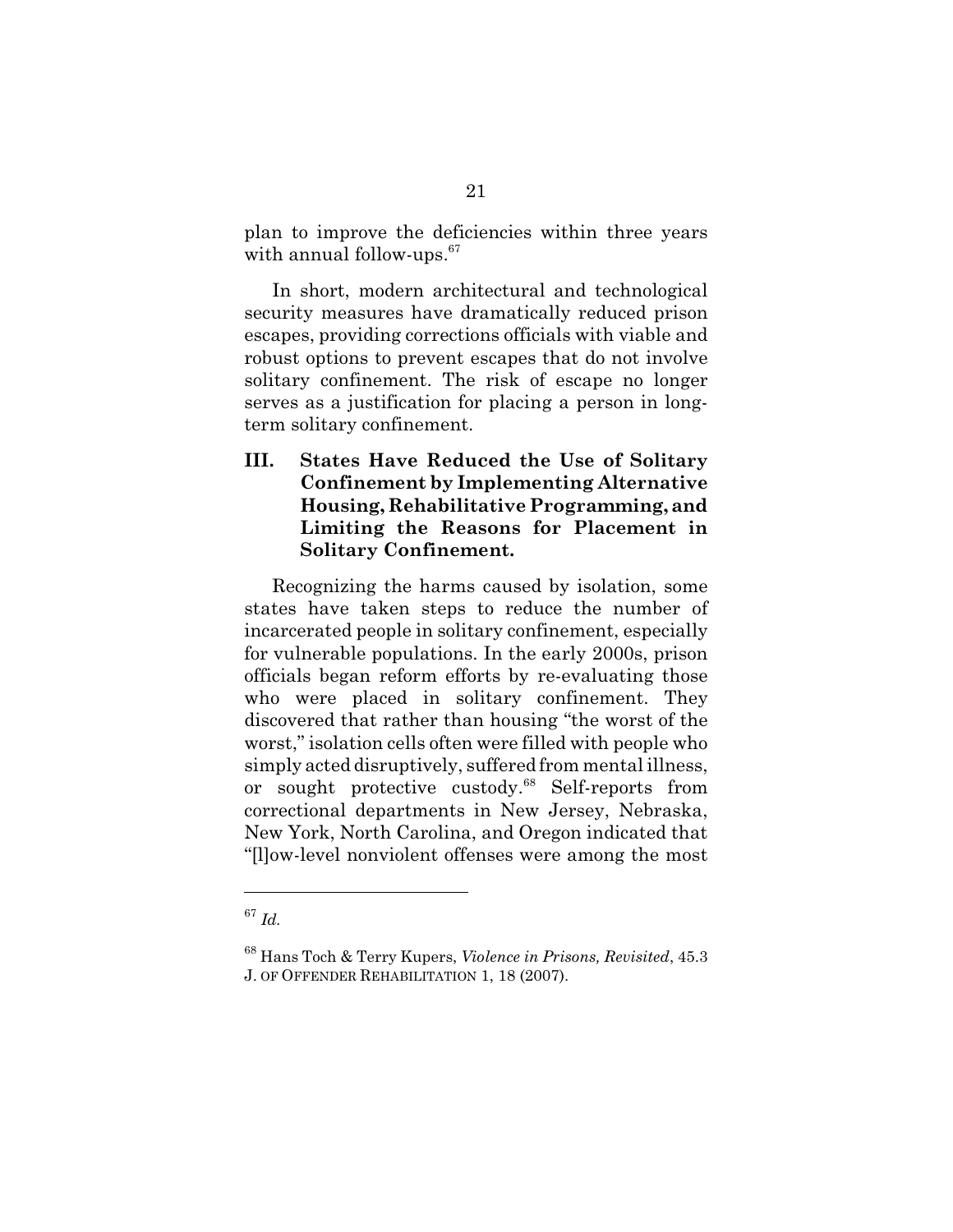plan to improve the deficiencies within three years with annual follow-ups.[67]

In short, modern architectural and technological security measures have dramatically reduced prison escapes, providing corrections officials with viable and robust options to prevent escapes that do not involve solitary confinement. The risk of escape no longer serves as a justification for placing a person in long-term solitary confinement.

## III. States Have Reduced the Use of Solitary Confinement by Implementing Alternative Housing, Rehabilitative Programming, and Limiting the Reasons for Placement in Solitary Confinement.

Recognizing the harms caused by isolation, some states have taken steps to reduce the number of incarcerated people in solitary confinement, especially for vulnerable populations. In the early 2000s, prison officials began reform efforts by re-evaluating those who were placed in solitary confinement. They discovered that rather than housing "the worst of the worst," isolation cells often were filled with people who simply acted disruptively, suffered from mental illness, or sought protective custody.[68] Self-reports from correctional departments in New Jersey, Nebraska, New York, North Carolina, and Oregon indicated that "[l]ow-level nonviolent offenses were among the most

---

[67] *Id.*

[68] Hans Toch & Terry Kupers, *Violence in Prisons, Revisited*, 45.3 J. OF OFFENDER REHABILITATION 1, 18 (2007).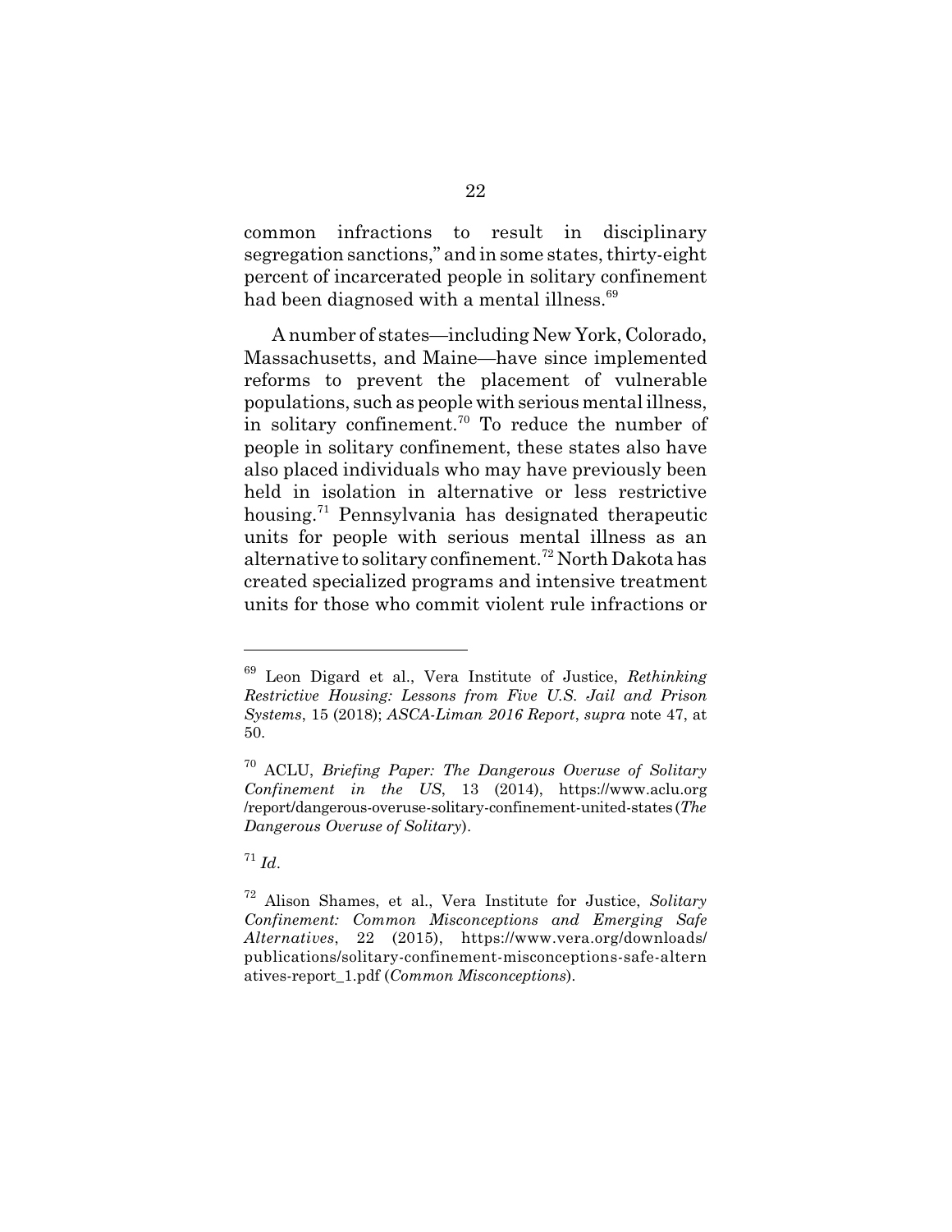common infractions to result in disciplinary segregation sanctions," and in some states, thirty-eight percent of incarcerated people in solitary confinement had been diagnosed with a mental illness.[69]

A number of states—including New York, Colorado, Massachusetts, and Maine—have since implemented reforms to prevent the placement of vulnerable populations, such as people with serious mental illness, in solitary confinement.[70] To reduce the number of people in solitary confinement, these states also have also placed individuals who may have previously been held in isolation in alternative or less restrictive housing.[71] Pennsylvania has designated therapeutic units for people with serious mental illness as an alternative to solitary confinement.[72] North Dakota has created specialized programs and intensive treatment units for those who commit violent rule infractions or

---

[69] Leon Digard et al., Vera Institute of Justice, *Rethinking Restrictive Housing: Lessons from Five U.S. Jail and Prison Systems*, 15 (2018); *ASCA-Liman 2016 Report*, *supra* note 47, at 50.

[70] ACLU, *Briefing Paper: The Dangerous Overuse of Solitary Confinement in the US*, 13 (2014), https://www.aclu.org/report/dangerous-overuse-solitary-confinement-united-states (*The Dangerous Overuse of Solitary*).

[71] *Id*.

[72] Alison Shames, et al., Vera Institute for Justice, *Solitary Confinement: Common Misconceptions and Emerging Safe Alternatives*, 22 (2015), https://www.vera.org/downloads/publications/solitary-confinement-misconceptions-safe-alternatives-report_1.pdf (*Common Misconceptions*).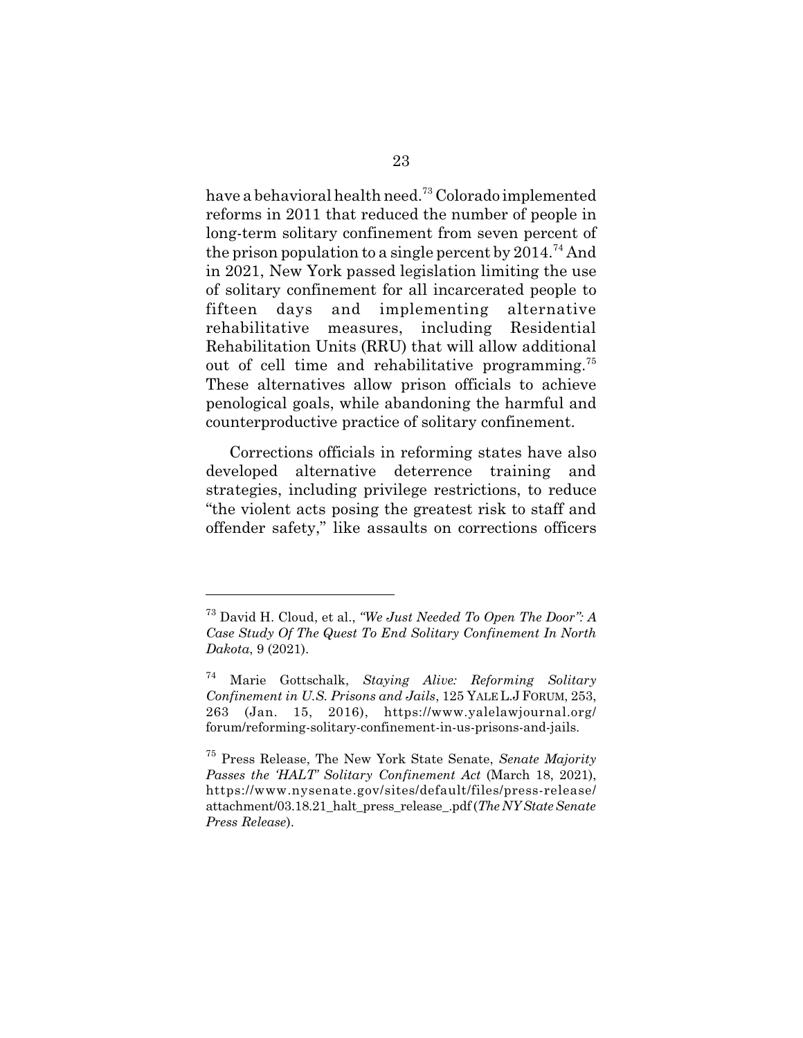have a behavioral health need.[73] Colorado implemented reforms in 2011 that reduced the number of people in long-term solitary confinement from seven percent of the prison population to a single percent by 2014.[74] And in 2021, New York passed legislation limiting the use of solitary confinement for all incarcerated people to fifteen days and implementing alternative rehabilitative measures, including Residential Rehabilitation Units (RRU) that will allow additional out of cell time and rehabilitative programming.[75] These alternatives allow prison officials to achieve penological goals, while abandoning the harmful and counterproductive practice of solitary confinement.

Corrections officials in reforming states have also developed alternative deterrence training and strategies, including privilege restrictions, to reduce "the violent acts posing the greatest risk to staff and offender safety," like assaults on corrections officers

---

[73] David H. Cloud, et al., *"We Just Needed To Open The Door": A Case Study Of The Quest To End Solitary Confinement In North Dakota*, 9 (2021).

[74] Marie Gottschalk, *Staying Alive: Reforming Solitary Confinement in U.S. Prisons and Jails*, 125 YALE L.J FORUM, 253, 263 (Jan. 15, 2016), https://www.yalelawjournal.org/forum/reforming-solitary-confinement-in-us-prisons-and-jails.

[75] Press Release, The New York State Senate, *Senate Majority Passes the 'HALT' Solitary Confinement Act* (March 18, 2021), https://www.nysenate.gov/sites/default/files/press-release/attachment/03.18.21_halt_press_release_.pdf (*The NY State Senate Press Release*).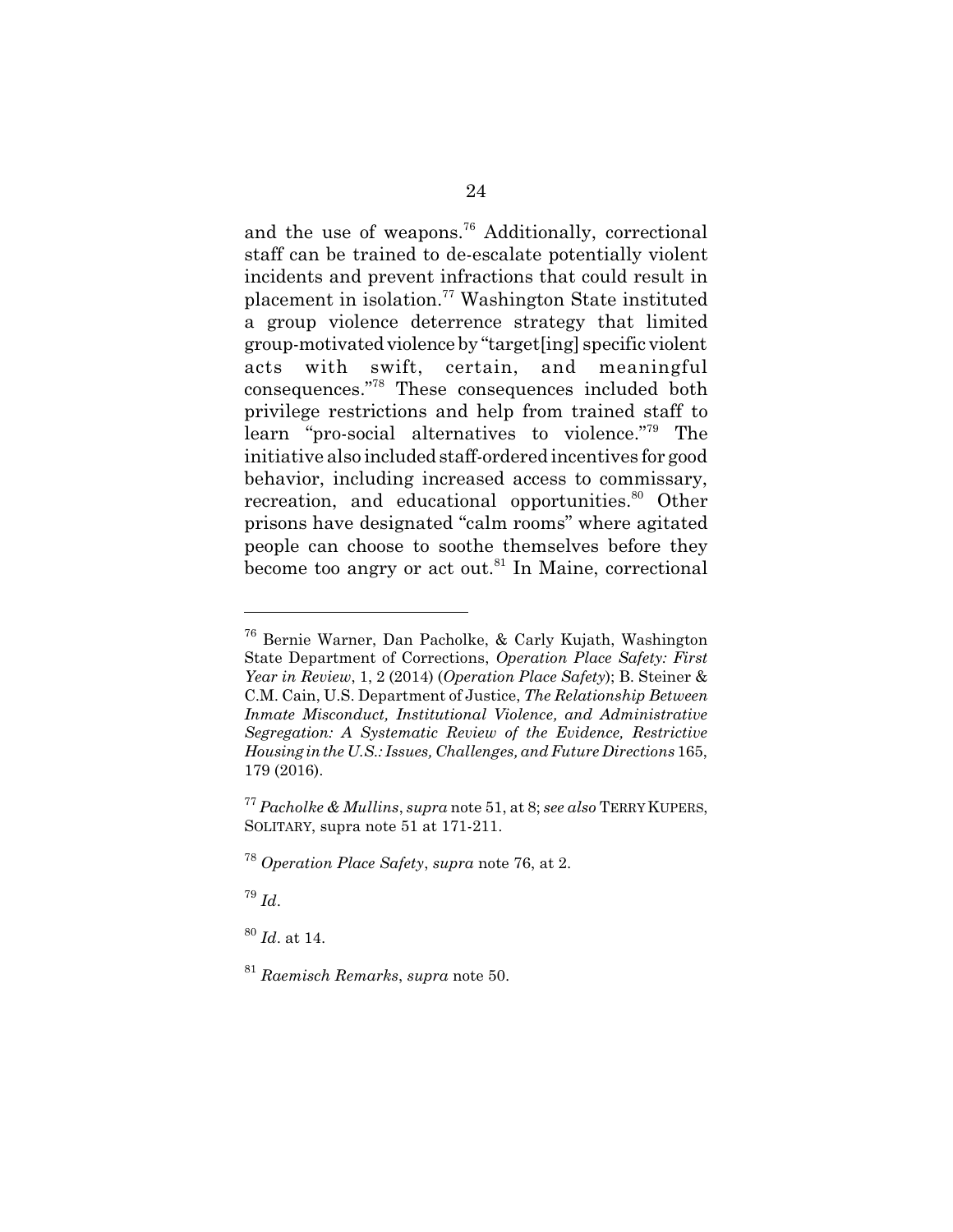and the use of weapons.[76] Additionally, correctional staff can be trained to de-escalate potentially violent incidents and prevent infractions that could result in placement in isolation.[77] Washington State instituted a group violence deterrence strategy that limited group-motivated violence by "target[ing] specific violent acts with swift, certain, and meaningful consequences."[78] These consequences included both privilege restrictions and help from trained staff to learn "pro-social alternatives to violence."[79] The initiative also included staff-ordered incentives for good behavior, including increased access to commissary, recreation, and educational opportunities.[80] Other prisons have designated "calm rooms" where agitated people can choose to soothe themselves before they become too angry or act out.[81] In Maine, correctional

---

[76] Bernie Warner, Dan Pacholke, & Carly Kujath, Washington State Department of Corrections, *Operation Place Safety: First Year in Review*, 1, 2 (2014) (*Operation Place Safety*); B. Steiner & C.M. Cain, U.S. Department of Justice, *The Relationship Between Inmate Misconduct, Institutional Violence, and Administrative Segregation: A Systematic Review of the Evidence, Restrictive Housing in the U.S.: Issues, Challenges, and Future Directions* 165, 179 (2016).

[77] *Pacholke & Mullins*, *supra* note 51, at 8; *see also* TERRY KUPERS, SOLITARY, supra note 51 at 171-211.

[78] *Operation Place Safety*, *supra* note 76, at 2.

[79] *Id*.

[80] *Id*. at 14.

[81] *Raemisch Remarks*, *supra* note 50.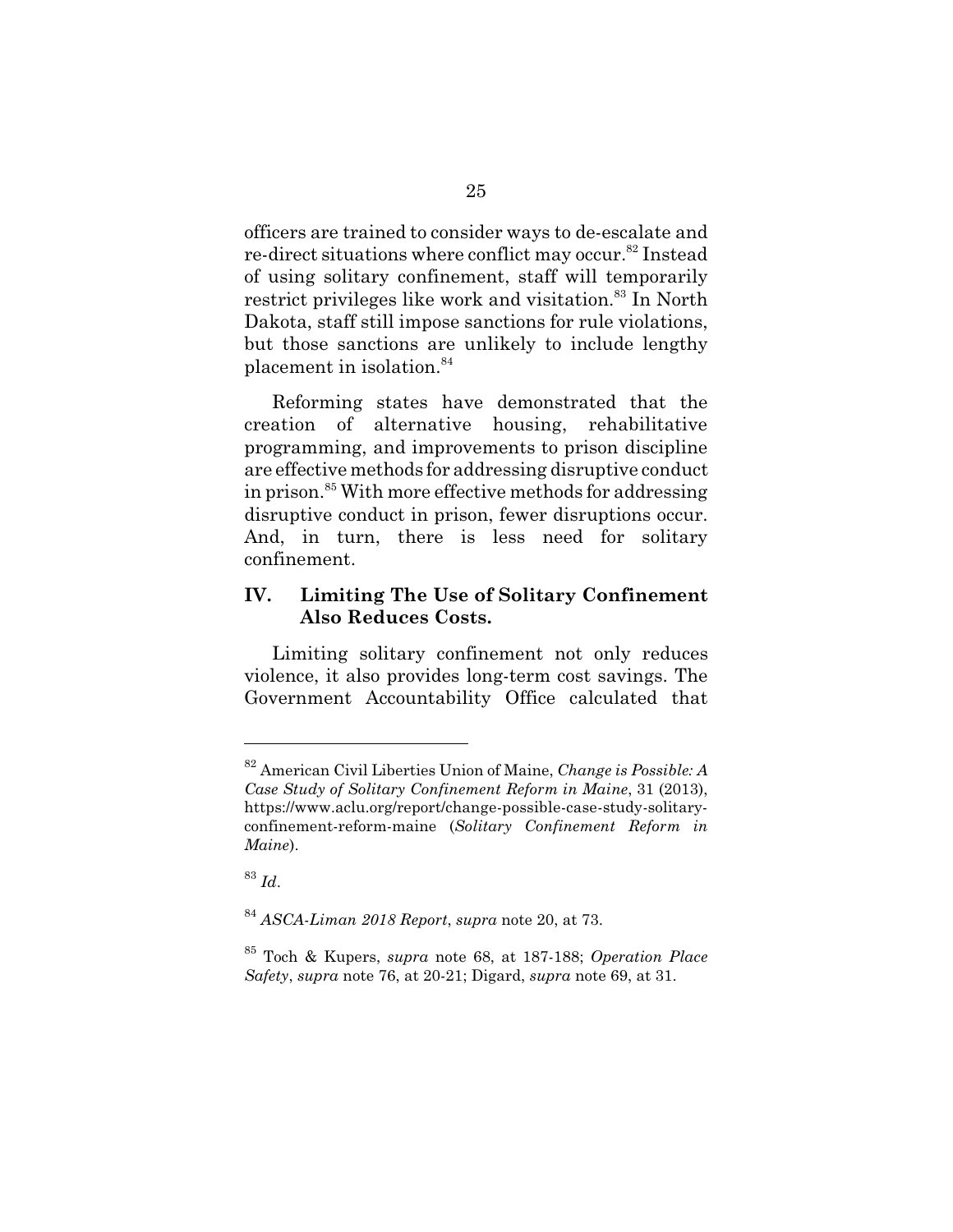officers are trained to consider ways to de-escalate and re-direct situations where conflict may occur.[82] Instead of using solitary confinement, staff will temporarily restrict privileges like work and visitation.[83] In North Dakota, staff still impose sanctions for rule violations, but those sanctions are unlikely to include lengthy placement in isolation.[84]

Reforming states have demonstrated that the creation of alternative housing, rehabilitative programming, and improvements to prison discipline are effective methods for addressing disruptive conduct in prison.[85] With more effective methods for addressing disruptive conduct in prison, fewer disruptions occur. And, in turn, there is less need for solitary confinement.

## IV. Limiting The Use of Solitary Confinement Also Reduces Costs.

Limiting solitary confinement not only reduces violence, it also provides long-term cost savings. The Government Accountability Office calculated that

---

[82] American Civil Liberties Union of Maine, *Change is Possible: A Case Study of Solitary Confinement Reform in Maine*, 31 (2013), https://www.aclu.org/report/change-possible-case-study-solitary-confinement-reform-maine (*Solitary Confinement Reform in Maine*).

[83] *Id*.

[84] *ASCA-Liman 2018 Report*, *supra* note 20, at 73.

[85] Toch & Kupers, *supra* note 68, at 187-188; *Operation Place Safety*, *supra* note 76, at 20-21; Digard, *supra* note 69, at 31.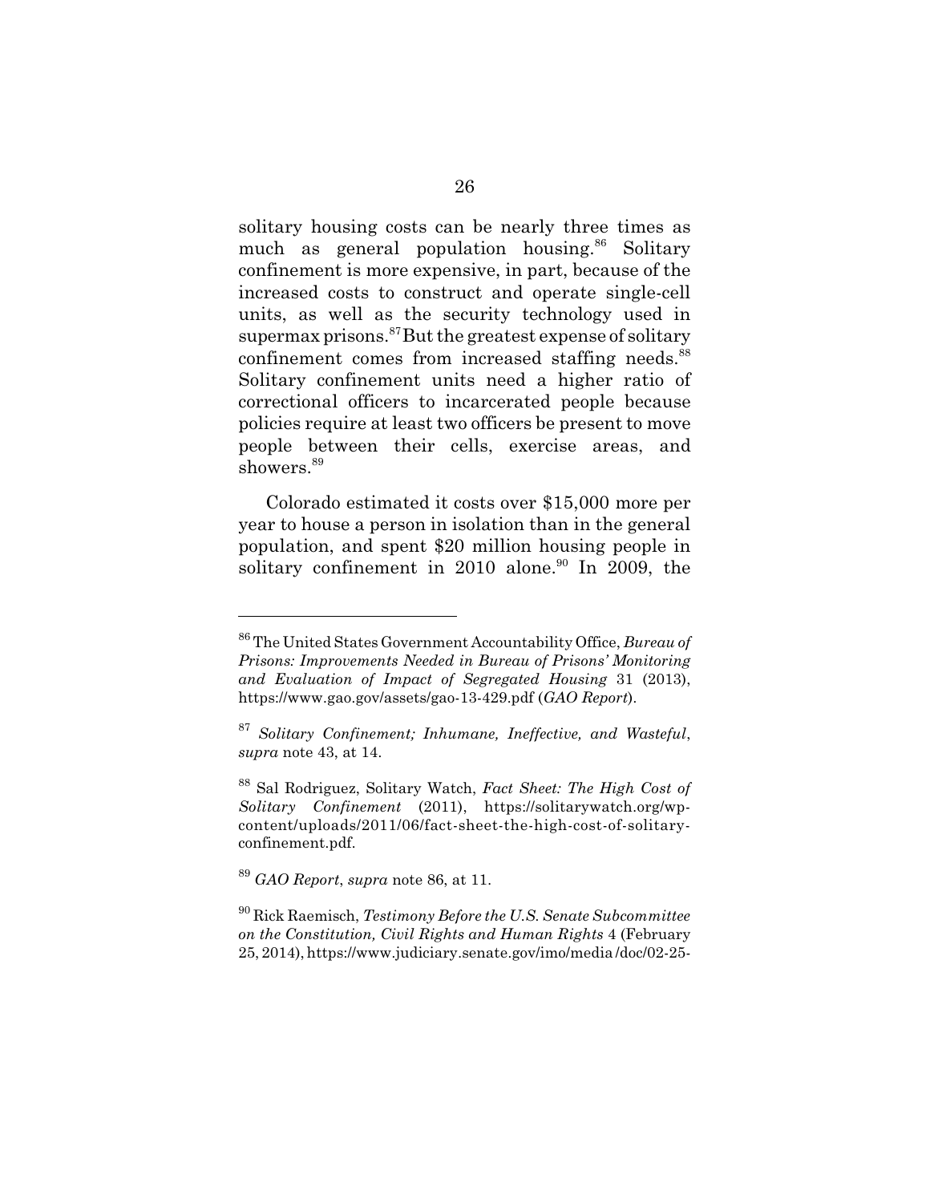solitary housing costs can be nearly three times as much as general population housing.[86] Solitary confinement is more expensive, in part, because of the increased costs to construct and operate single-cell units, as well as the security technology used in supermax prisons.[87] But the greatest expense of solitary confinement comes from increased staffing needs.[88] Solitary confinement units need a higher ratio of correctional officers to incarcerated people because policies require at least two officers be present to move people between their cells, exercise areas, and showers.[89]

Colorado estimated it costs over $15,000 more per year to house a person in isolation than in the general population, and spent $20 million housing people in solitary confinement in 2010 alone.[90] In 2009, the

---

[86] The United States Government Accountability Office, *Bureau of Prisons: Improvements Needed in Bureau of Prisons' Monitoring and Evaluation of Impact of Segregated Housing* 31 (2013), https://www.gao.gov/assets/gao-13-429.pdf (*GAO Report*).

[87] *Solitary Confinement; Inhumane, Ineffective, and Wasteful*, *supra* note 43, at 14.

[88] Sal Rodriguez, Solitary Watch, *Fact Sheet: The High Cost of Solitary Confinement* (2011), https://solitarywatch.org/wp-content/uploads/2011/06/fact-sheet-the-high-cost-of-solitary-confinement.pdf.

[89] *GAO Report*, *supra* note 86, at 11.

[90] Rick Raemisch, *Testimony Before the U.S. Senate Subcommittee on the Constitution, Civil Rights and Human Rights* 4 (February 25, 2014), https://www.judiciary.senate.gov/imo/media/doc/02-25-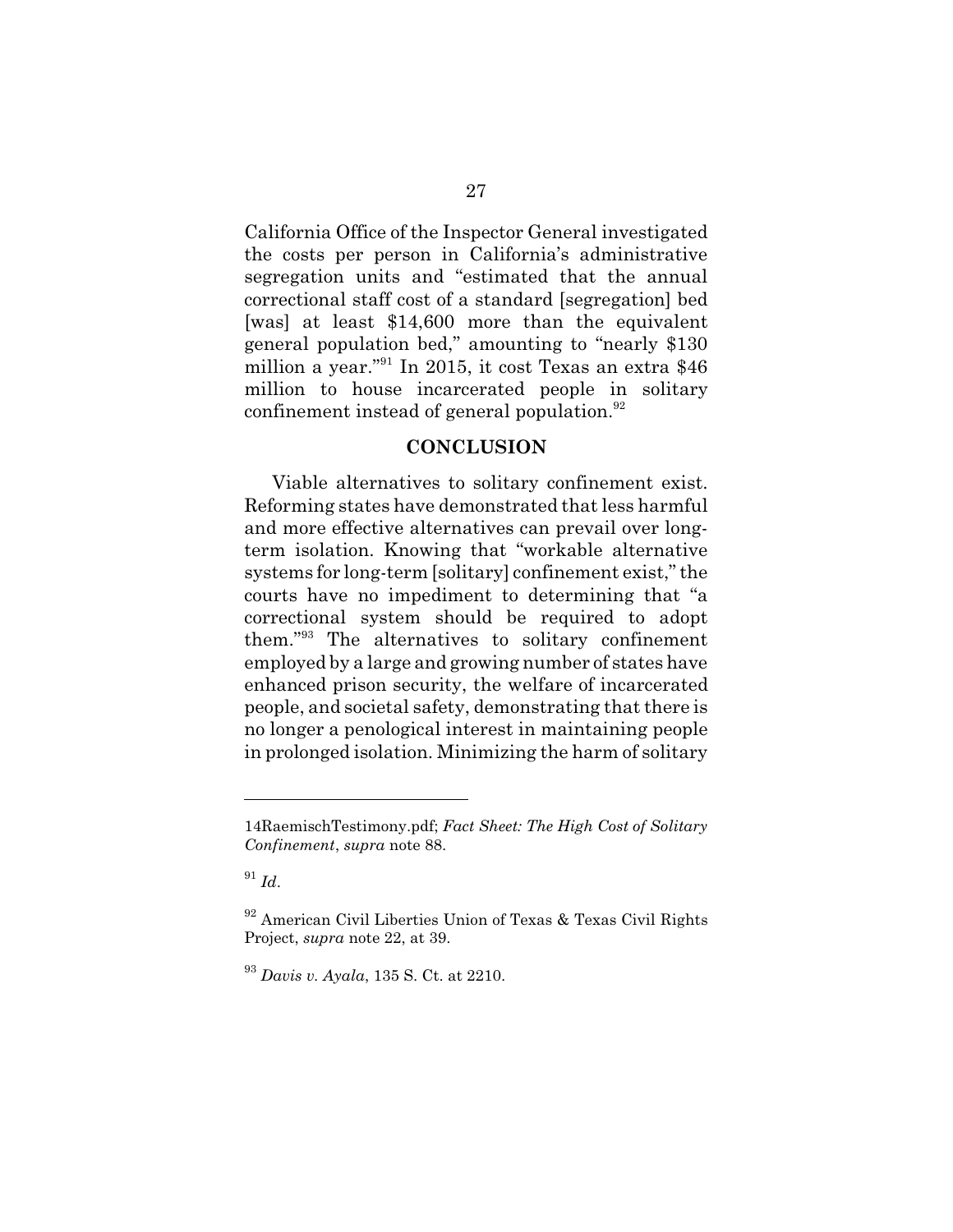California Office of the Inspector General investigated the costs per person in California's administrative segregation units and "estimated that the annual correctional staff cost of a standard [segregation] bed [was] at least $14,600 more than the equivalent general population bed," amounting to "nearly $130 million a year."[91] In 2015, it cost Texas an extra $46 million to house incarcerated people in solitary confinement instead of general population.[92]

## CONCLUSION

Viable alternatives to solitary confinement exist. Reforming states have demonstrated that less harmful and more effective alternatives can prevail over long-term isolation. Knowing that "workable alternative systems for long-term [solitary] confinement exist," the courts have no impediment to determining that "a correctional system should be required to adopt them."[93] The alternatives to solitary confinement employed by a large and growing number of states have enhanced prison security, the welfare of incarcerated people, and societal safety, demonstrating that there is no longer a penological interest in maintaining people in prolonged isolation. Minimizing the harm of solitary

---

14RaemischTestimony.pdf; *Fact Sheet: The High Cost of Solitary Confinement*, *supra* note 88.

[91] *Id*.

[92] American Civil Liberties Union of Texas & Texas Civil Rights Project, *supra* note 22, at 39.

[93] *Davis v. Ayala*, 135 S. Ct. at 2210.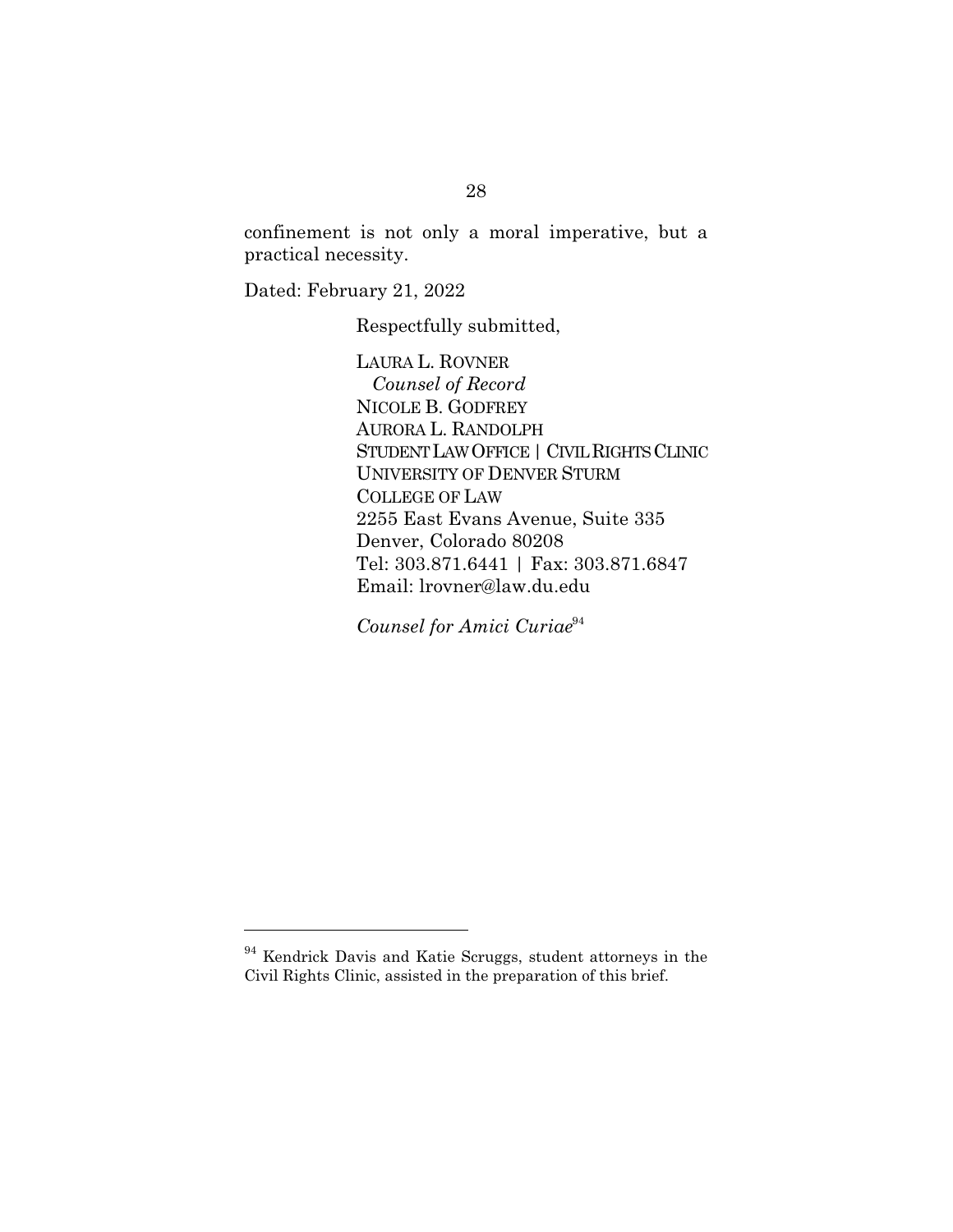confinement is not only a moral imperative, but a practical necessity.

Dated: February 21, 2022

Respectfully submitted,

LAURA L. ROVNER
*Counsel of Record*
NICOLE B. GODFREY
AURORA L. RANDOLPH
STUDENT LAW OFFICE | CIVIL RIGHTS CLINIC
UNIVERSITY OF DENVER STURM
COLLEGE OF LAW
2255 East Evans Avenue, Suite 335
Denver, Colorado 80208
Tel: 303.871.6441 | Fax: 303.871.6847
Email: lrovner@law.du.edu

*Counsel for Amici Curiae*[94]

---

[94] Kendrick Davis and Katie Scruggs, student attorneys in the Civil Rights Clinic, assisted in the preparation of this brief.